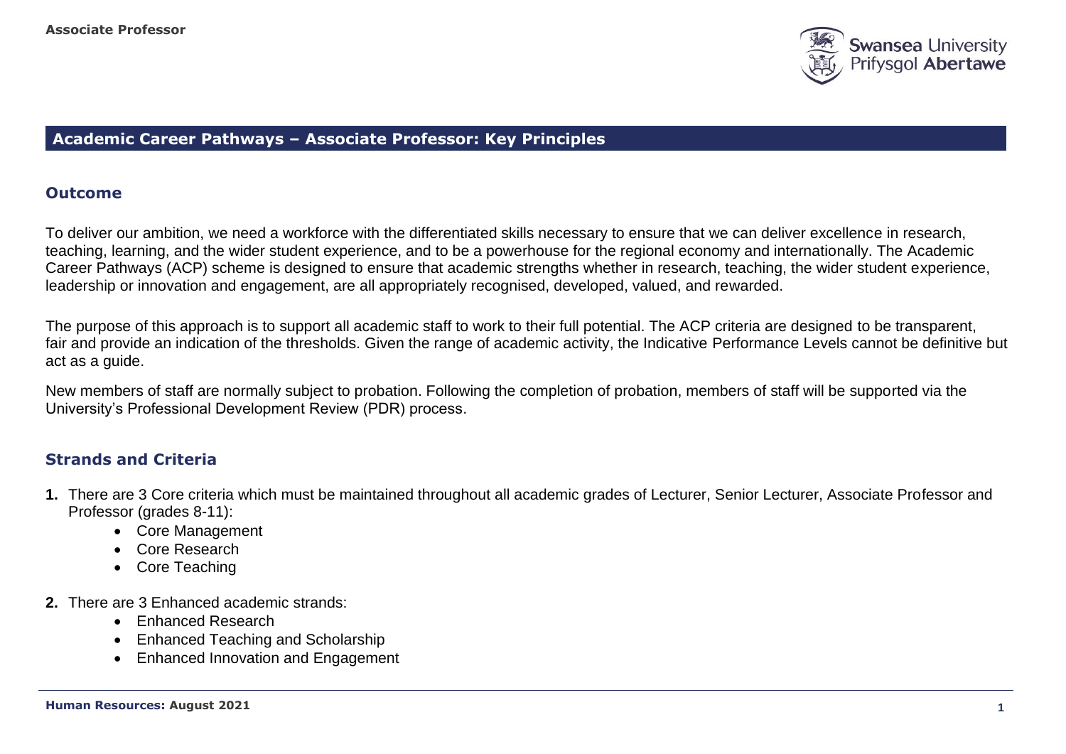## Academic Career Pathways – Associate Professor: Key Principles

### Outcome

To deliver our ambition, we need a workforce with the differentiated skills necessary to ensure that we can deliver excellence in research, teaching, learning, and the wider student experience, and to be a powerhouse for the regional economy and internationally. The Academic Career Pathways (ACP) scheme is designed to ensure that academic strengths whether in research, teaching, the wider student experience, leadership or innovation and engagement, are all appropriately recognised, developed, valued, and rewarded.

The purpose of this approach is to support all academic staff to work to their full potential. The ACP criteria are designed to be transparent, fair and provide an indication of the thresholds. Given the range of academic activity, the Indicative Performance Levels cannot be definitive but act as a guide.

New members of staff are normally subject to probation. Following the completion of probation, members of staff will be supported via the University's Professional Development Review (PDR) process.

### Strands and Criteria

1. There are 3 Core criteria which must be maintained throughout all academic grades of Lecturer, Senior Lecturer, Associate Professor and Professor (grades 8-11):
    - Core Management
    - Core Research
    - Core Teaching
2. There are 3 Enhanced academic strands:
    - Enhanced Research
    - Enhanced Teaching and Scholarship
    - Enhanced Innovation and Engagement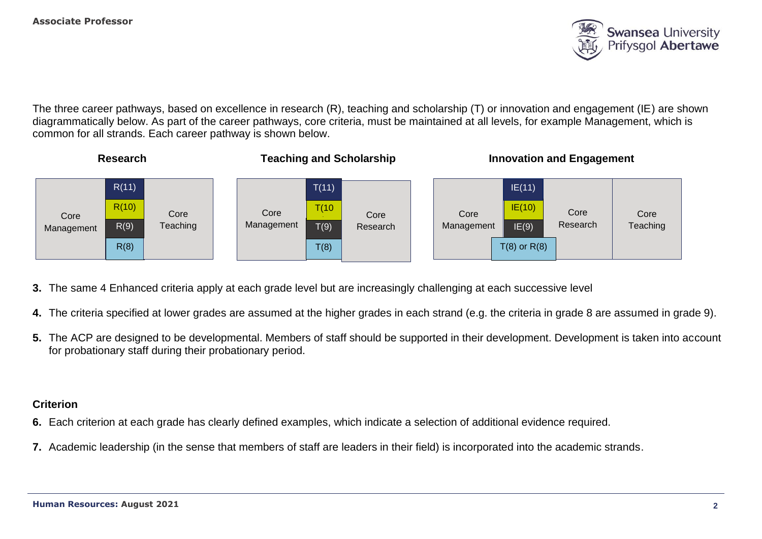The three career pathways, based on excellence in research (R), teaching and scholarship (T) or innovation and engagement (IE) are shown diagrammatically below. As part of the career pathways, core criteria, must be maintained at all levels, for example Management, which is common for all strands. Each career pathway is shown below.

**Research**

| Core Management | R(11) / R(10) / R(9) / R(8) | Core Teaching |
|---|---|---|

**Teaching and Scholarship**

| Core Management | T(11) / T(10 / T(9) / T(8) | Core Research |
|---|---|---|

**Innovation and Engagement**

| Core Management | IE(11) / IE(10) / IE(9) / T(8) or R(8) | Core Research | Core Teaching |
|---|---|---|---|

3. The same 4 Enhanced criteria apply at each grade level but are increasingly challenging at each successive level

4. The criteria specified at lower grades are assumed at the higher grades in each strand (e.g. the criteria in grade 8 are assumed in grade 9).

5. The ACP are designed to be developmental. Members of staff should be supported in their development. Development is taken into account for probationary staff during their probationary period.

### Criterion

6. Each criterion at each grade has clearly defined examples, which indicate a selection of additional evidence required.

7. Academic leadership (in the sense that members of staff are leaders in their field) is incorporated into the academic strands.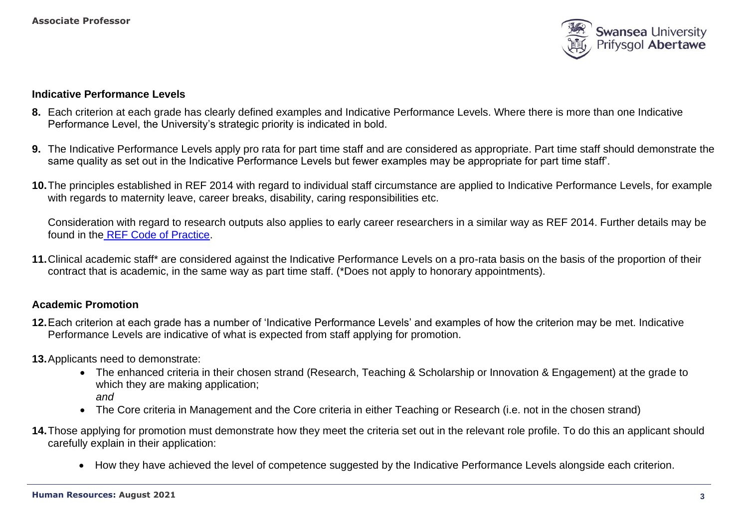## Indicative Performance Levels

8. Each criterion at each grade has clearly defined examples and Indicative Performance Levels. Where there is more than one Indicative Performance Level, the University's strategic priority is indicated in bold.

9. The Indicative Performance Levels apply pro rata for part time staff and are considered as appropriate. Part time staff should demonstrate the same quality as set out in the Indicative Performance Levels but fewer examples may be appropriate for part time staff'.

10. The principles established in REF 2014 with regard to individual staff circumstance are applied to Indicative Performance Levels, for example with regards to maternity leave, career breaks, disability, caring responsibilities etc.

    Consideration with regard to research outputs also applies to early career researchers in a similar way as REF 2014. Further details may be found in the REF Code of Practice.

11. Clinical academic staff* are considered against the Indicative Performance Levels on a pro-rata basis on the basis of the proportion of their contract that is academic, in the same way as part time staff. (*Does not apply to honorary appointments).

## Academic Promotion

12. Each criterion at each grade has a number of 'Indicative Performance Levels' and examples of how the criterion may be met. Indicative Performance Levels are indicative of what is expected from staff applying for promotion.

13. Applicants need to demonstrate:
    - The enhanced criteria in their chosen strand (Research, Teaching & Scholarship or Innovation & Engagement) at the grade to which they are making application;
      *and*
    - The Core criteria in Management and the Core criteria in either Teaching or Research (i.e. not in the chosen strand)

14. Those applying for promotion must demonstrate how they meet the criteria set out in the relevant role profile. To do this an applicant should carefully explain in their application:

    - How they have achieved the level of competence suggested by the Indicative Performance Levels alongside each criterion.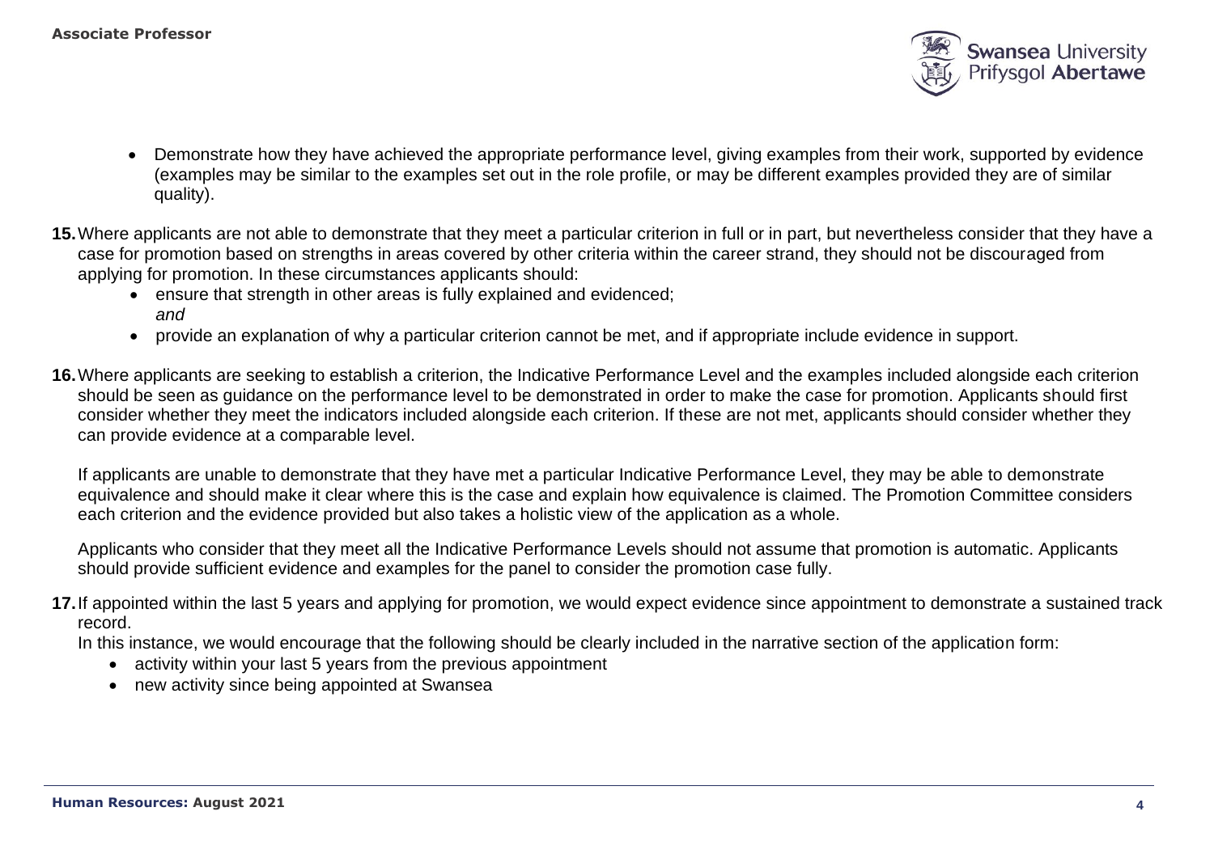- Demonstrate how they have achieved the appropriate performance level, giving examples from their work, supported by evidence (examples may be similar to the examples set out in the role profile, or may be different examples provided they are of similar quality).

**15.** Where applicants are not able to demonstrate that they meet a particular criterion in full or in part, but nevertheless consider that they have a case for promotion based on strengths in areas covered by other criteria within the career strand, they should not be discouraged from applying for promotion. In these circumstances applicants should:

- ensure that strength in other areas is fully explained and evidenced;
  *and*
- provide an explanation of why a particular criterion cannot be met, and if appropriate include evidence in support.

**16.** Where applicants are seeking to establish a criterion, the Indicative Performance Level and the examples included alongside each criterion should be seen as guidance on the performance level to be demonstrated in order to make the case for promotion. Applicants should first consider whether they meet the indicators included alongside each criterion. If these are not met, applicants should consider whether they can provide evidence at a comparable level.

If applicants are unable to demonstrate that they have met a particular Indicative Performance Level, they may be able to demonstrate equivalence and should make it clear where this is the case and explain how equivalence is claimed. The Promotion Committee considers each criterion and the evidence provided but also takes a holistic view of the application as a whole.

Applicants who consider that they meet all the Indicative Performance Levels should not assume that promotion is automatic. Applicants should provide sufficient evidence and examples for the panel to consider the promotion case fully.

**17.** If appointed within the last 5 years and applying for promotion, we would expect evidence since appointment to demonstrate a sustained track record.

In this instance, we would encourage that the following should be clearly included in the narrative section of the application form:

- activity within your last 5 years from the previous appointment
- new activity since being appointed at Swansea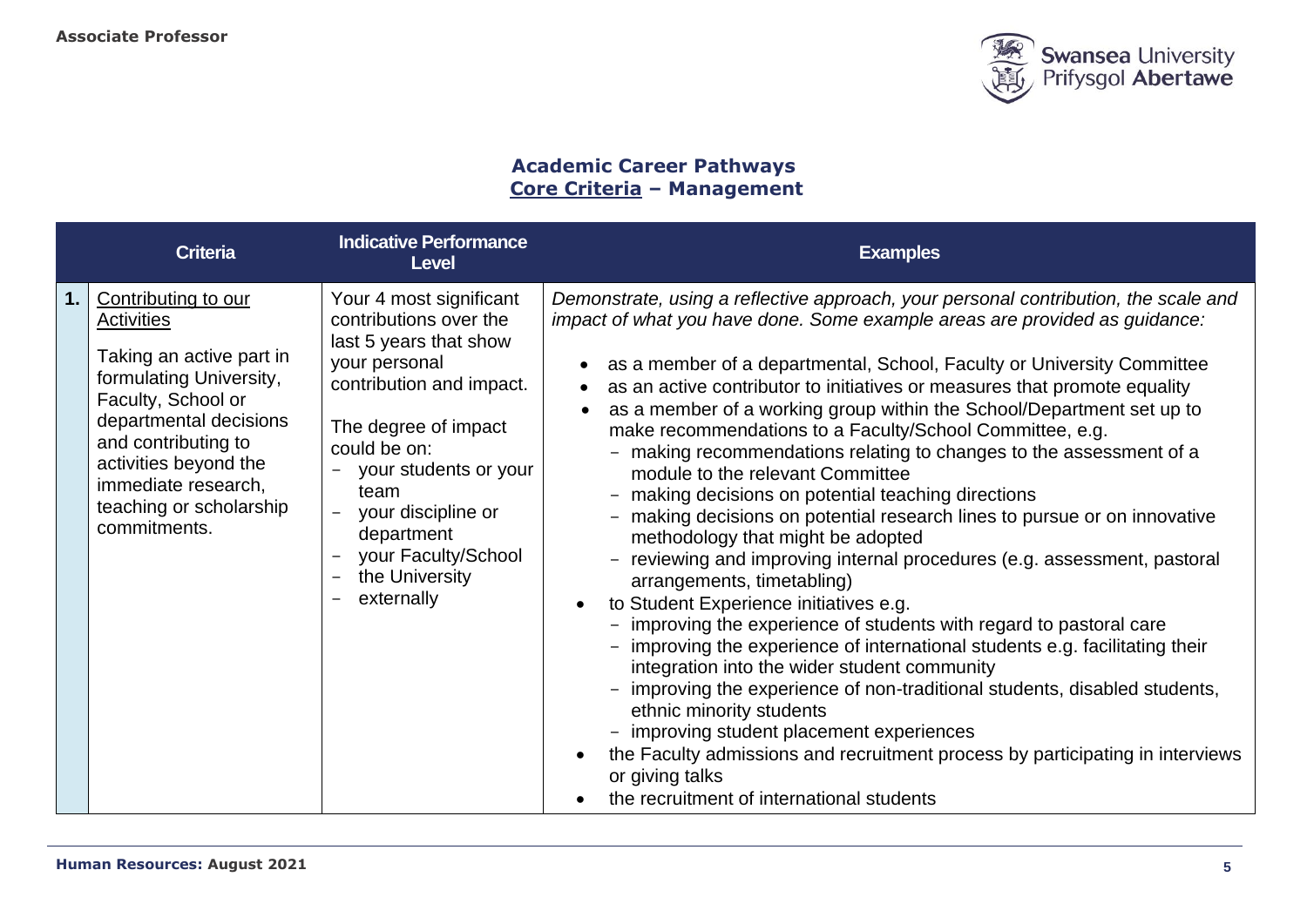## Academic Career Pathways
## Core Criteria – Management

| | Criteria | Indicative Performance Level | Examples |
|---|---|---|---|
| **1.** | Contributing to our Activities<br><br>Taking an active part in formulating University, Faculty, School or departmental decisions and contributing to activities beyond the immediate research, teaching or scholarship commitments. | Your 4 most significant contributions over the last 5 years that show your personal contribution and impact.<br><br>The degree of impact could be on:<br>– your students or your team<br>– your discipline or department<br>– your Faculty/School<br>– the University<br>– externally | *Demonstrate, using a reflective approach, your personal contribution, the scale and impact of what you have done. Some example areas are provided as guidance:*<br><br>• as a member of a departmental, School, Faculty or University Committee<br>• as an active contributor to initiatives or measures that promote equality<br>• as a member of a working group within the School/Department set up to make recommendations to a Faculty/School Committee, e.g.<br>  – making recommendations relating to changes to the assessment of a module to the relevant Committee<br>  – making decisions on potential teaching directions<br>  – making decisions on potential research lines to pursue or on innovative methodology that might be adopted<br>  – reviewing and improving internal procedures (e.g. assessment, pastoral arrangements, timetabling)<br>• to Student Experience initiatives e.g.<br>  – improving the experience of students with regard to pastoral care<br>  – improving the experience of international students e.g. facilitating their integration into the wider student community<br>  – improving the experience of non-traditional students, disabled students, ethnic minority students<br>  – improving student placement experiences<br>• the Faculty admissions and recruitment process by participating in interviews or giving talks<br>• the recruitment of international students |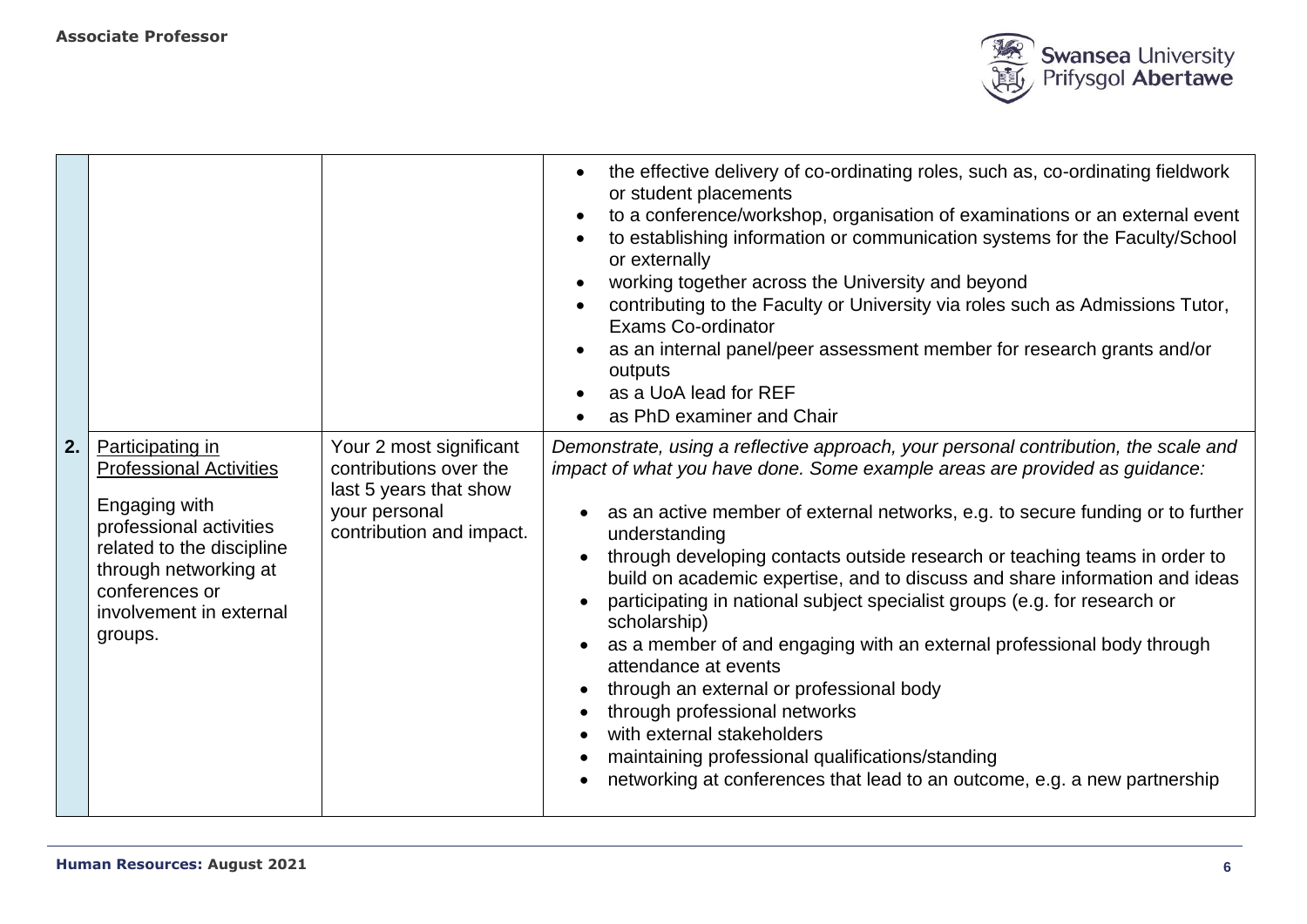| | | | |
|---|---|---|---|
| | | | • the effective delivery of co-ordinating roles, such as, co-ordinating fieldwork or student placements<br>• to a conference/workshop, organisation of examinations or an external event<br>• to establishing information or communication systems for the Faculty/School or externally<br>• working together across the University and beyond<br>• contributing to the Faculty or University via roles such as Admissions Tutor, Exams Co-ordinator<br>• as an internal panel/peer assessment member for research grants and/or outputs<br>• as a UoA lead for REF<br>• as PhD examiner and Chair |
| **2.** | <u>Participating in Professional Activities</u><br><br>Engaging with professional activities related to the discipline through networking at conferences or involvement in external groups. | Your 2 most significant contributions over the last 5 years that show your personal contribution and impact. | *Demonstrate, using a reflective approach, your personal contribution, the scale and impact of what you have done. Some example areas are provided as guidance:*<br><br>• as an active member of external networks, e.g. to secure funding or to further understanding<br>• through developing contacts outside research or teaching teams in order to build on academic expertise, and to discuss and share information and ideas<br>• participating in national subject specialist groups (e.g. for research or scholarship)<br>• as a member of and engaging with an external professional body through attendance at events<br>• through an external or professional body<br>• through professional networks<br>• with external stakeholders<br>• maintaining professional qualifications/standing<br>• networking at conferences that lead to an outcome, e.g. a new partnership |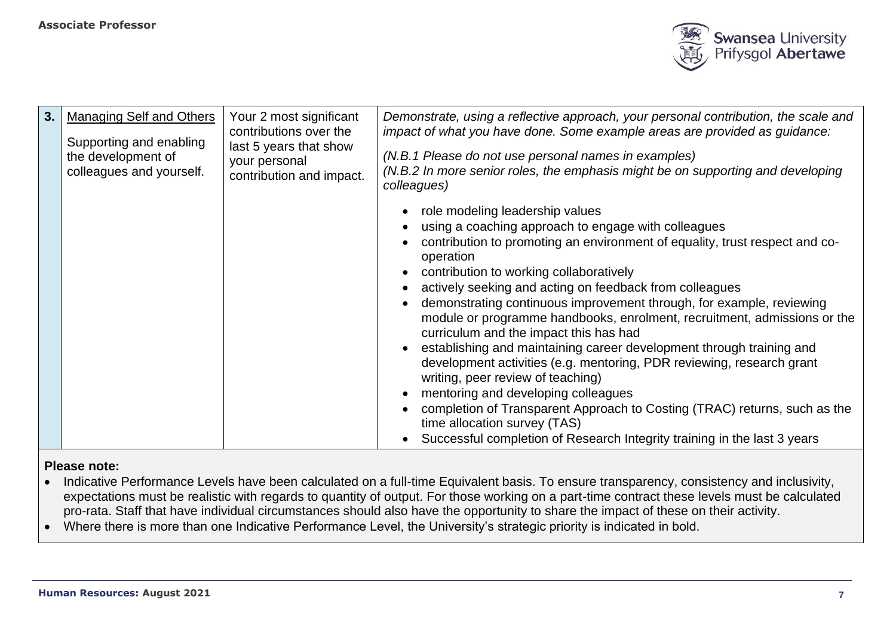| 3. | Managing Self and Others<br><br>Supporting and enabling the development of colleagues and yourself. | Your 2 most significant contributions over the last 5 years that show your personal contribution and impact. | *Demonstrate, using a reflective approach, your personal contribution, the scale and impact of what you have done. Some example areas are provided as guidance:*<br><br>*(N.B.1 Please do not use personal names in examples)*<br>*(N.B.2 In more senior roles, the emphasis might be on supporting and developing colleagues)*<br><br>• role modeling leadership values<br>• using a coaching approach to engage with colleagues<br>• contribution to promoting an environment of equality, trust respect and co-operation<br>• contribution to working collaboratively<br>• actively seeking and acting on feedback from colleagues<br>• demonstrating continuous improvement through, for example, reviewing module or programme handbooks, enrolment, recruitment, admissions or the curriculum and the impact this has had<br>• establishing and maintaining career development through training and development activities (e.g. mentoring, PDR reviewing, research grant writing, peer review of teaching)<br>• mentoring and developing colleagues<br>• completion of Transparent Approach to Costing (TRAC) returns, such as the time allocation survey (TAS)<br>• Successful completion of Research Integrity training in the last 3 years |
|---|---|---|---|

**Please note:**

- Indicative Performance Levels have been calculated on a full-time Equivalent basis. To ensure transparency, consistency and inclusivity, expectations must be realistic with regards to quantity of output. For those working on a part-time contract these levels must be calculated pro-rata. Staff that have individual circumstances should also have the opportunity to share the impact of these on their activity.
- Where there is more than one Indicative Performance Level, the University's strategic priority is indicated in bold.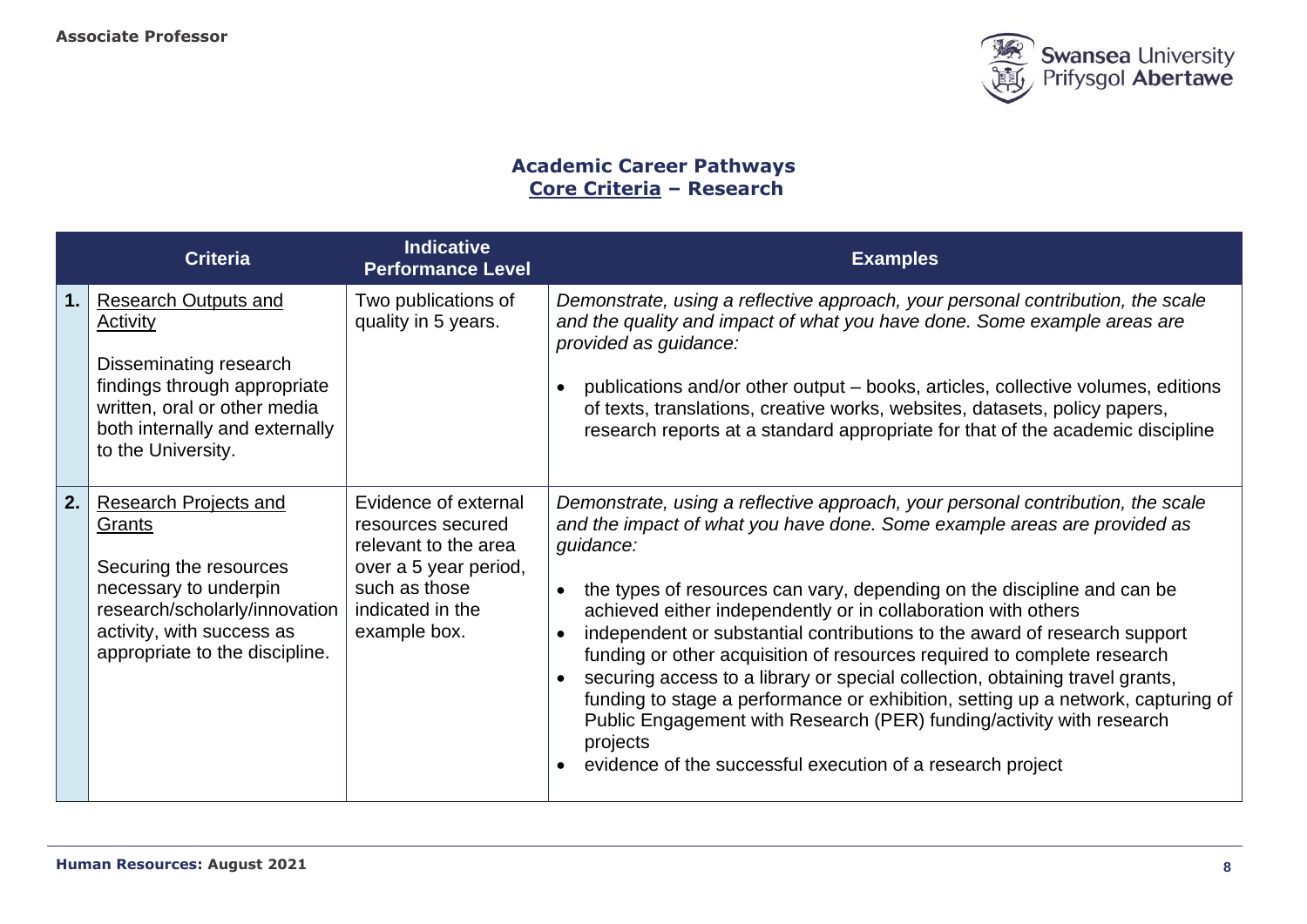## Academic Career Pathways
## Core Criteria – Research

| | Criteria | Indicative Performance Level | Examples |
|---|---|---|---|
| **1.** | Research Outputs and Activity<br><br>Disseminating research findings through appropriate written, oral or other media both internally and externally to the University. | Two publications of quality in 5 years. | *Demonstrate, using a reflective approach, your personal contribution, the scale and the quality and impact of what you have done. Some example areas are provided as guidance:*<br><br>• publications and/or other output – books, articles, collective volumes, editions of texts, translations, creative works, websites, datasets, policy papers, research reports at a standard appropriate for that of the academic discipline |
| **2.** | Research Projects and Grants<br><br>Securing the resources necessary to underpin research/scholarly/innovation activity, with success as appropriate to the discipline. | Evidence of external resources secured relevant to the area over a 5 year period, such as those indicated in the example box. | *Demonstrate, using a reflective approach, your personal contribution, the scale and the impact of what you have done. Some example areas are provided as guidance:*<br><br>• the types of resources can vary, depending on the discipline and can be achieved either independently or in collaboration with others<br>• independent or substantial contributions to the award of research support funding or other acquisition of resources required to complete research<br>• securing access to a library or special collection, obtaining travel grants, funding to stage a performance or exhibition, setting up a network, capturing of Public Engagement with Research (PER) funding/activity with research projects<br>• evidence of the successful execution of a research project |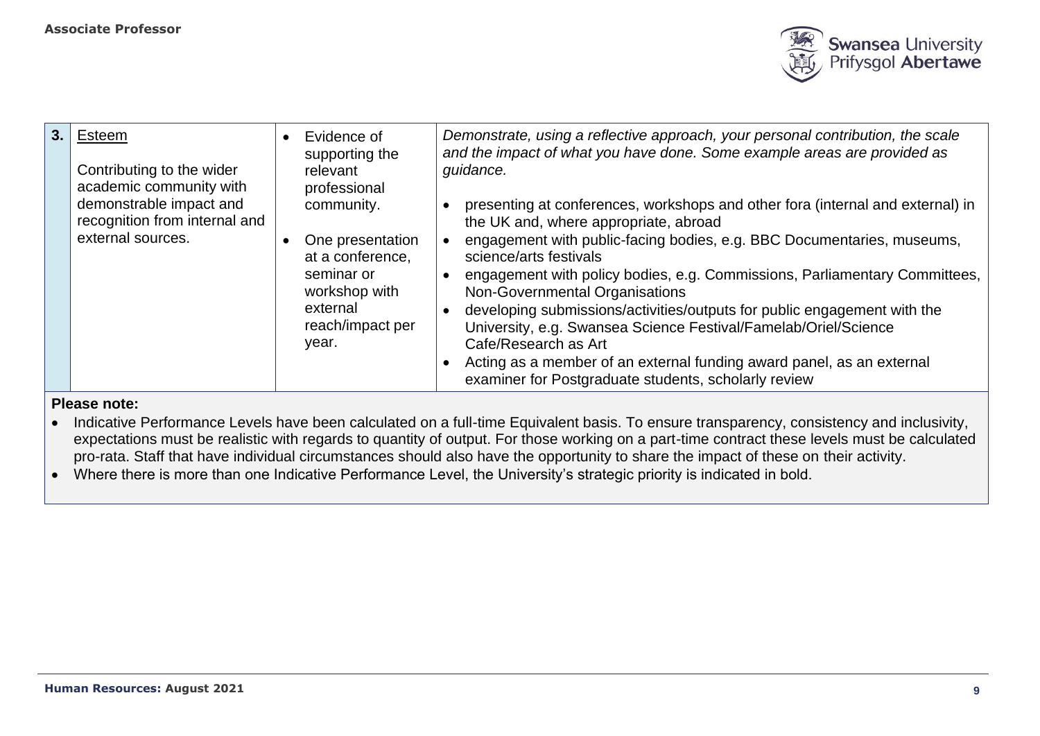| | | | |
|---|---|---|---|
| **3.** | Esteem<br><br>Contributing to the wider academic community with demonstrable impact and recognition from internal and external sources. | • Evidence of supporting the relevant professional community.<br><br>• One presentation at a conference, seminar or workshop with external reach/impact per year. | *Demonstrate, using a reflective approach, your personal contribution, the scale and the impact of what you have done. Some example areas are provided as guidance.*<br><br>• presenting at conferences, workshops and other fora (internal and external) in the UK and, where appropriate, abroad<br>• engagement with public-facing bodies, e.g. BBC Documentaries, museums, science/arts festivals<br>• engagement with policy bodies, e.g. Commissions, Parliamentary Committees, Non-Governmental Organisations<br>• developing submissions/activities/outputs for public engagement with the University, e.g. Swansea Science Festival/Famelab/Oriel/Science Cafe/Research as Art<br>• Acting as a member of an external funding award panel, as an external examiner for Postgraduate students, scholarly review |

**Please note:**

- Indicative Performance Levels have been calculated on a full-time Equivalent basis. To ensure transparency, consistency and inclusivity, expectations must be realistic with regards to quantity of output. For those working on a part-time contract these levels must be calculated pro-rata. Staff that have individual circumstances should also have the opportunity to share the impact of these on their activity.
- Where there is more than one Indicative Performance Level, the University's strategic priority is indicated in bold.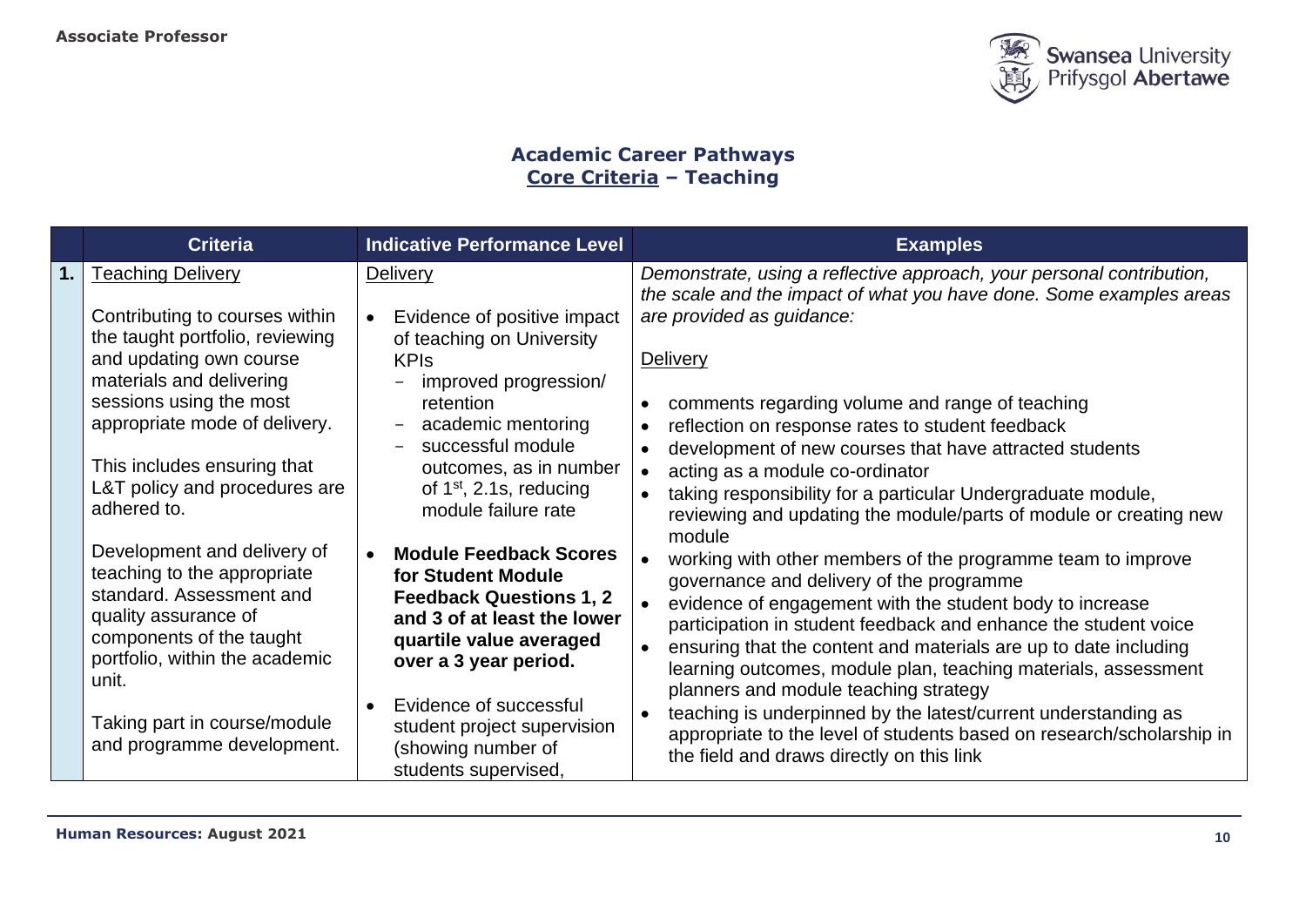**Associate Professor**

## Academic Career Pathways
## Core Criteria – Teaching

| | Criteria | Indicative Performance Level | Examples |
|---|---|---|---|
| **1.** | Teaching Delivery<br><br>Contributing to courses within the taught portfolio, reviewing and updating own course materials and delivering sessions using the most appropriate mode of delivery.<br><br>This includes ensuring that L&T policy and procedures are adhered to.<br><br>Development and delivery of teaching to the appropriate standard. Assessment and quality assurance of components of the taught portfolio, within the academic unit.<br><br>Taking part in course/module and programme development. | Delivery<br><br>• Evidence of positive impact of teaching on University KPIs<br>  – improved progression/ retention<br>  – academic mentoring<br>  – successful module outcomes, as in number of 1st, 2.1s, reducing module failure rate<br><br>• **Module Feedback Scores for Student Module Feedback Questions 1, 2 and 3 of at least the lower quartile value averaged over a 3 year period.**<br><br>• Evidence of successful student project supervision (showing number of students supervised, | *Demonstrate, using a reflective approach, your personal contribution, the scale and the impact of what you have done. Some examples areas are provided as guidance:*<br><br>Delivery<br><br>• comments regarding volume and range of teaching<br>• reflection on response rates to student feedback<br>• development of new courses that have attracted students<br>• acting as a module co-ordinator<br>• taking responsibility for a particular Undergraduate module, reviewing and updating the module/parts of module or creating new module<br>• working with other members of the programme team to improve governance and delivery of the programme<br>• evidence of engagement with the student body to increase participation in student feedback and enhance the student voice<br>• ensuring that the content and materials are up to date including learning outcomes, module plan, teaching materials, assessment planners and module teaching strategy<br>• teaching is underpinned by the latest/current understanding as appropriate to the level of students based on research/scholarship in the field and draws directly on this link |

**Human Resources: August 2021**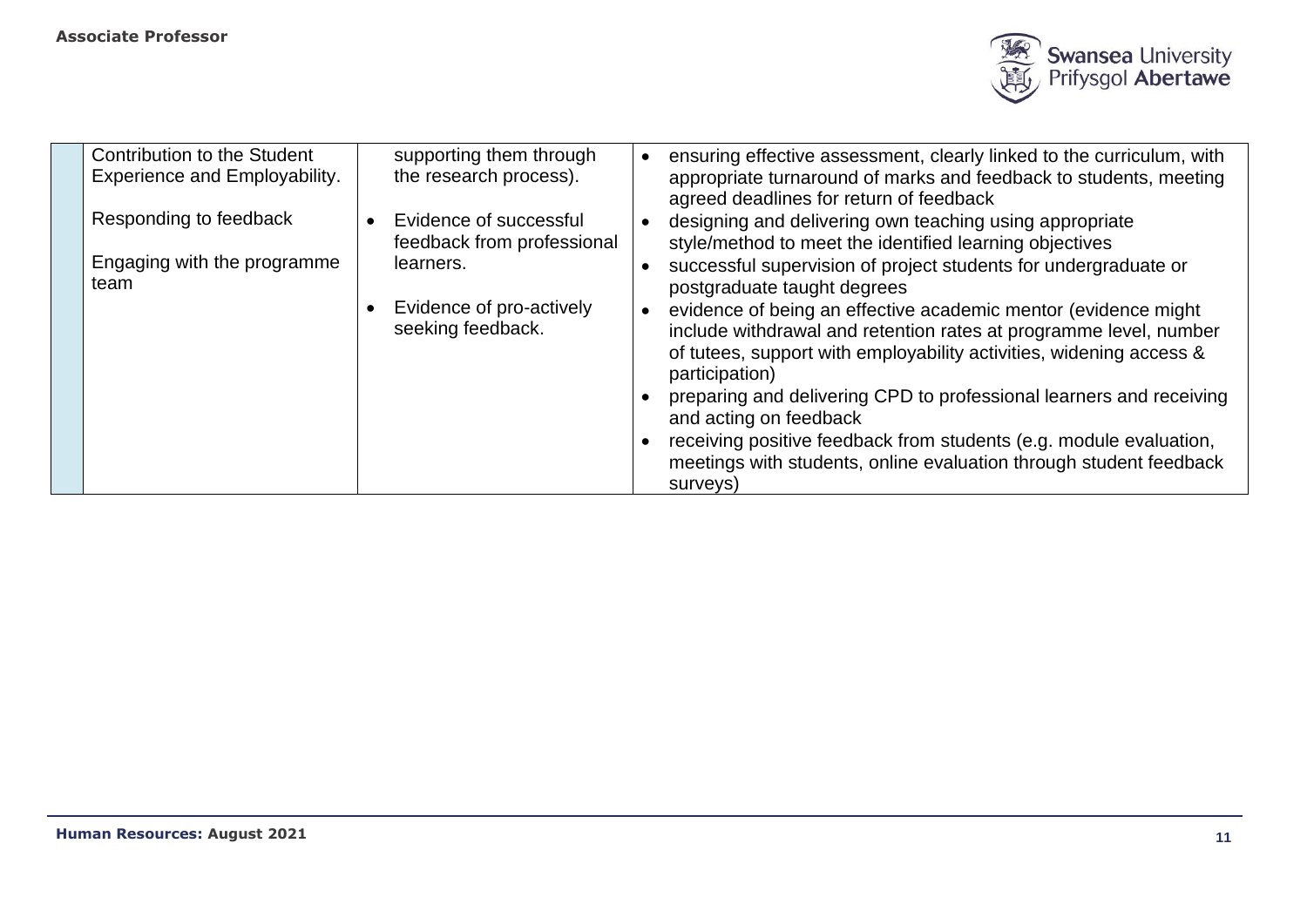| | | | |
|---|---|---|---|
| | Contribution to the Student Experience and Employability.<br><br>Responding to feedback<br><br>Engaging with the programme team | supporting them through the research process).<br><br>• Evidence of successful feedback from professional learners.<br><br>• Evidence of pro-actively seeking feedback. | • ensuring effective assessment, clearly linked to the curriculum, with appropriate turnaround of marks and feedback to students, meeting agreed deadlines for return of feedback<br>• designing and delivering own teaching using appropriate style/method to meet the identified learning objectives<br>• successful supervision of project students for undergraduate or postgraduate taught degrees<br>• evidence of being an effective academic mentor (evidence might include withdrawal and retention rates at programme level, number of tutees, support with employability activities, widening access & participation)<br>• preparing and delivering CPD to professional learners and receiving and acting on feedback<br>• receiving positive feedback from students (e.g. module evaluation, meetings with students, online evaluation through student feedback surveys) |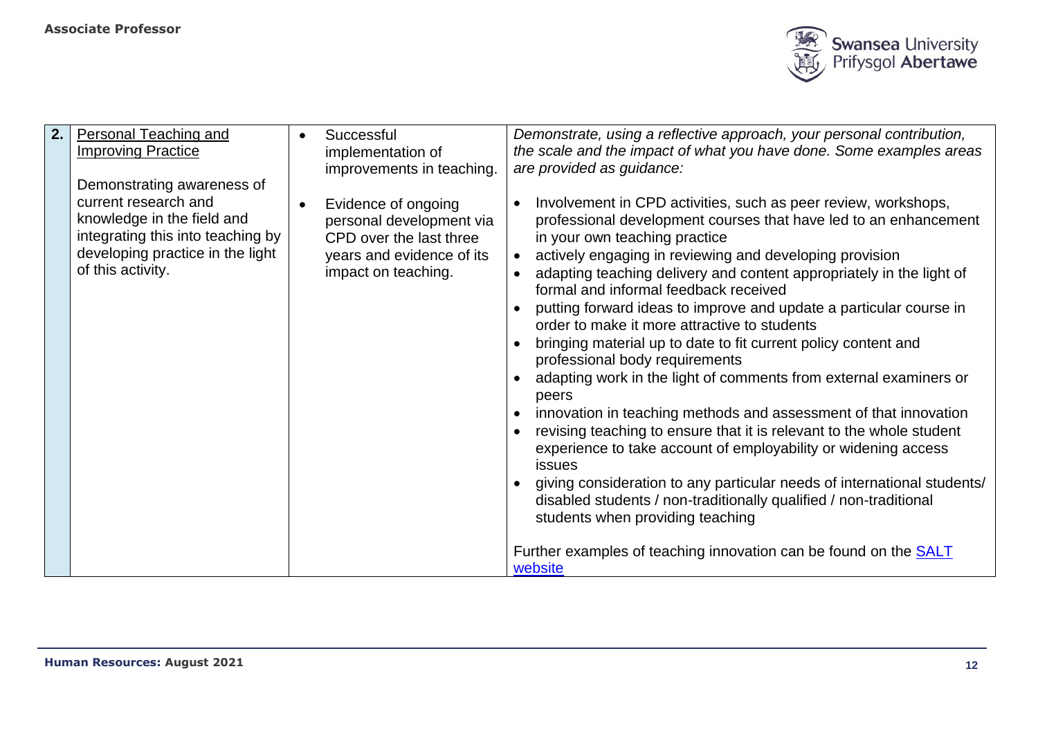| | | | |
|---|---|---|---|
| **2.** | <u>Personal Teaching and Improving Practice</u><br><br>Demonstrating awareness of current research and knowledge in the field and integrating this into teaching by developing practice in the light of this activity. | • Successful implementation of improvements in teaching.<br><br>• Evidence of ongoing personal development via CPD over the last three years and evidence of its impact on teaching. | *Demonstrate, using a reflective approach, your personal contribution, the scale and the impact of what you have done. Some examples areas are provided as guidance:*<br><br>• Involvement in CPD activities, such as peer review, workshops, professional development courses that have led to an enhancement in your own teaching practice<br>• actively engaging in reviewing and developing provision<br>• adapting teaching delivery and content appropriately in the light of formal and informal feedback received<br>• putting forward ideas to improve and update a particular course in order to make it more attractive to students<br>• bringing material up to date to fit current policy content and professional body requirements<br>• adapting work in the light of comments from external examiners or peers<br>• innovation in teaching methods and assessment of that innovation<br>• revising teaching to ensure that it is relevant to the whole student experience to take account of employability or widening access issues<br>• giving consideration to any particular needs of international students/ disabled students / non-traditionally qualified / non-traditional students when providing teaching<br><br>Further examples of teaching innovation can be found on the [SALT website]() |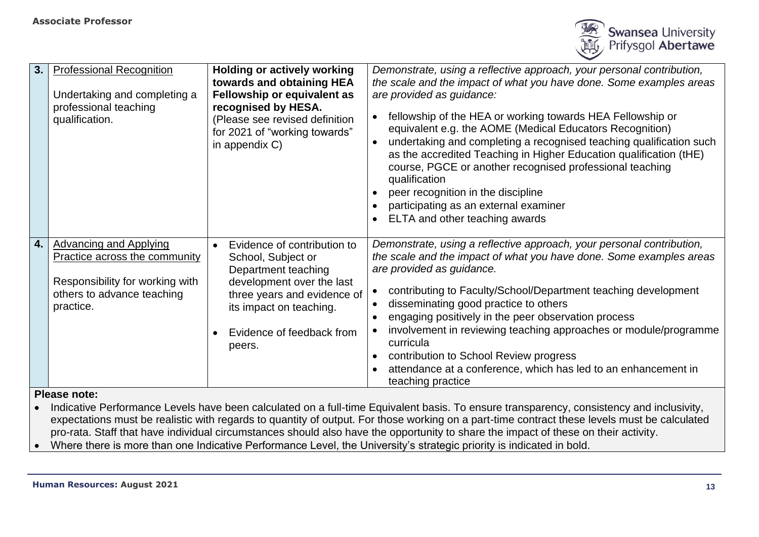| | | | |
|---|---|---|---|
| **3.** | Professional Recognition<br><br>Undertaking and completing a professional teaching qualification. | **Holding or actively working towards and obtaining HEA Fellowship or equivalent as recognised by HESA.**<br>(Please see revised definition for 2021 of "working towards" in appendix C) | *Demonstrate, using a reflective approach, your personal contribution, the scale and the impact of what you have done. Some examples areas are provided as guidance:*<br>• fellowship of the HEA or working towards HEA Fellowship or equivalent e.g. the AOME (Medical Educators Recognition)<br>• undertaking and completing a recognised teaching qualification such as the accredited Teaching in Higher Education qualification (tHE) course, PGCE or another recognised professional teaching qualification<br>• peer recognition in the discipline<br>• participating as an external examiner<br>• ELTA and other teaching awards |
| **4.** | Advancing and Applying Practice across the community<br><br>Responsibility for working with others to advance teaching practice. | • Evidence of contribution to School, Subject or Department teaching development over the last three years and evidence of its impact on teaching.<br>• Evidence of feedback from peers. | *Demonstrate, using a reflective approach, your personal contribution, the scale and the impact of what you have done. Some examples areas are provided as guidance.*<br>• contributing to Faculty/School/Department teaching development<br>• disseminating good practice to others<br>• engaging positively in the peer observation process<br>• involvement in reviewing teaching approaches or module/programme curricula<br>• contribution to School Review progress<br>• attendance at a conference, which has led to an enhancement in teaching practice |

**Please note:**

- Indicative Performance Levels have been calculated on a full-time Equivalent basis. To ensure transparency, consistency and inclusivity, expectations must be realistic with regards to quantity of output. For those working on a part-time contract these levels must be calculated pro-rata. Staff that have individual circumstances should also have the opportunity to share the impact of these on their activity.
- Where there is more than one Indicative Performance Level, the University's strategic priority is indicated in bold.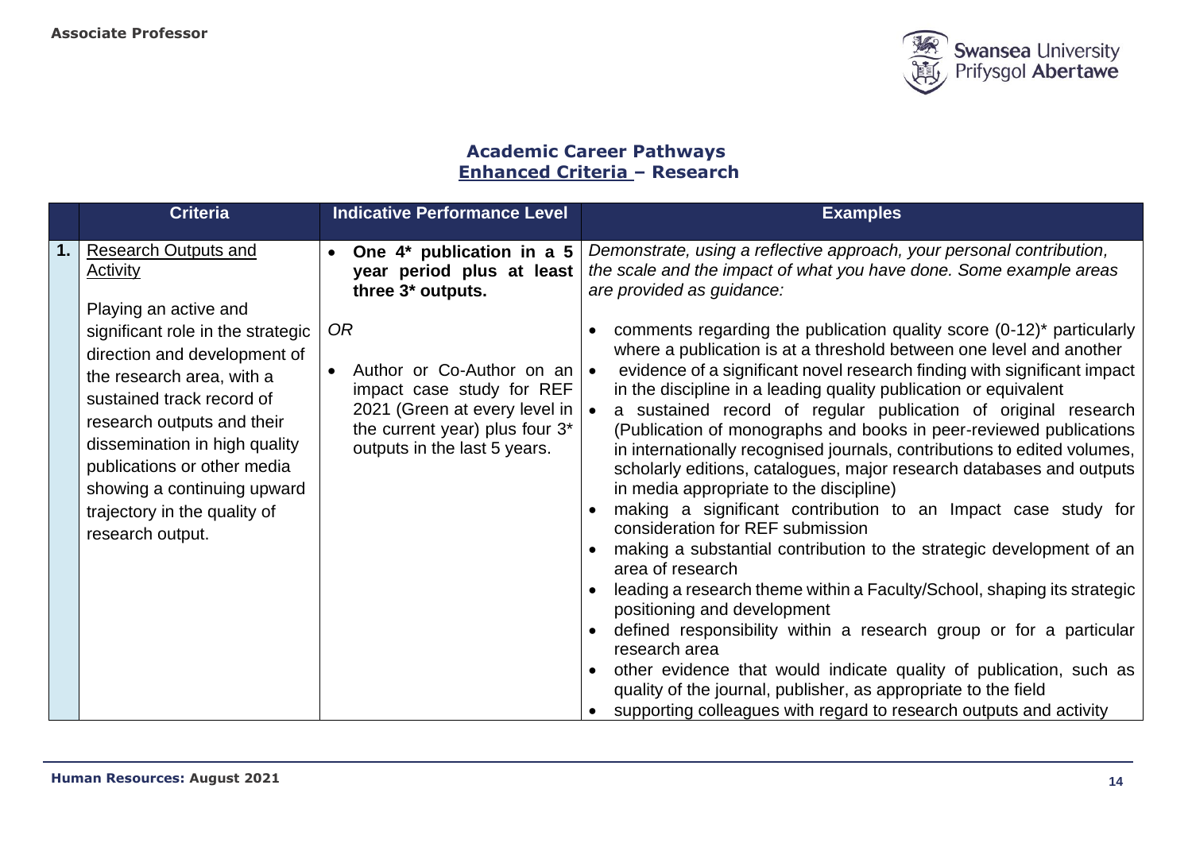## Academic Career Pathways

## Enhanced Criteria – Research

| | Criteria | Indicative Performance Level | Examples |
|---|---|---|---|
| **1.** | Research Outputs and Activity<br><br>Playing an active and significant role in the strategic direction and development of the research area, with a sustained track record of research outputs and their dissemination in high quality publications or other media showing a continuing upward trajectory in the quality of research output. | • **One 4* publication in a 5 year period plus at least three 3* outputs.**<br><br>*OR*<br><br>• Author or Co-Author on an impact case study for REF 2021 (Green at every level in the current year) plus four 3* outputs in the last 5 years. | *Demonstrate, using a reflective approach, your personal contribution, the scale and the impact of what you have done. Some example areas are provided as guidance:*<br><br>• comments regarding the publication quality score (0-12)* particularly where a publication is at a threshold between one level and another<br>• evidence of a significant novel research finding with significant impact in the discipline in a leading quality publication or equivalent<br>• a sustained record of regular publication of original research (Publication of monographs and books in peer-reviewed publications in internationally recognised journals, contributions to edited volumes, scholarly editions, catalogues, major research databases and outputs in media appropriate to the discipline)<br>• making a significant contribution to an Impact case study for consideration for REF submission<br>• making a substantial contribution to the strategic development of an area of research<br>• leading a research theme within a Faculty/School, shaping its strategic positioning and development<br>• defined responsibility within a research group or for a particular research area<br>• other evidence that would indicate quality of publication, such as quality of the journal, publisher, as appropriate to the field<br>• supporting colleagues with regard to research outputs and activity |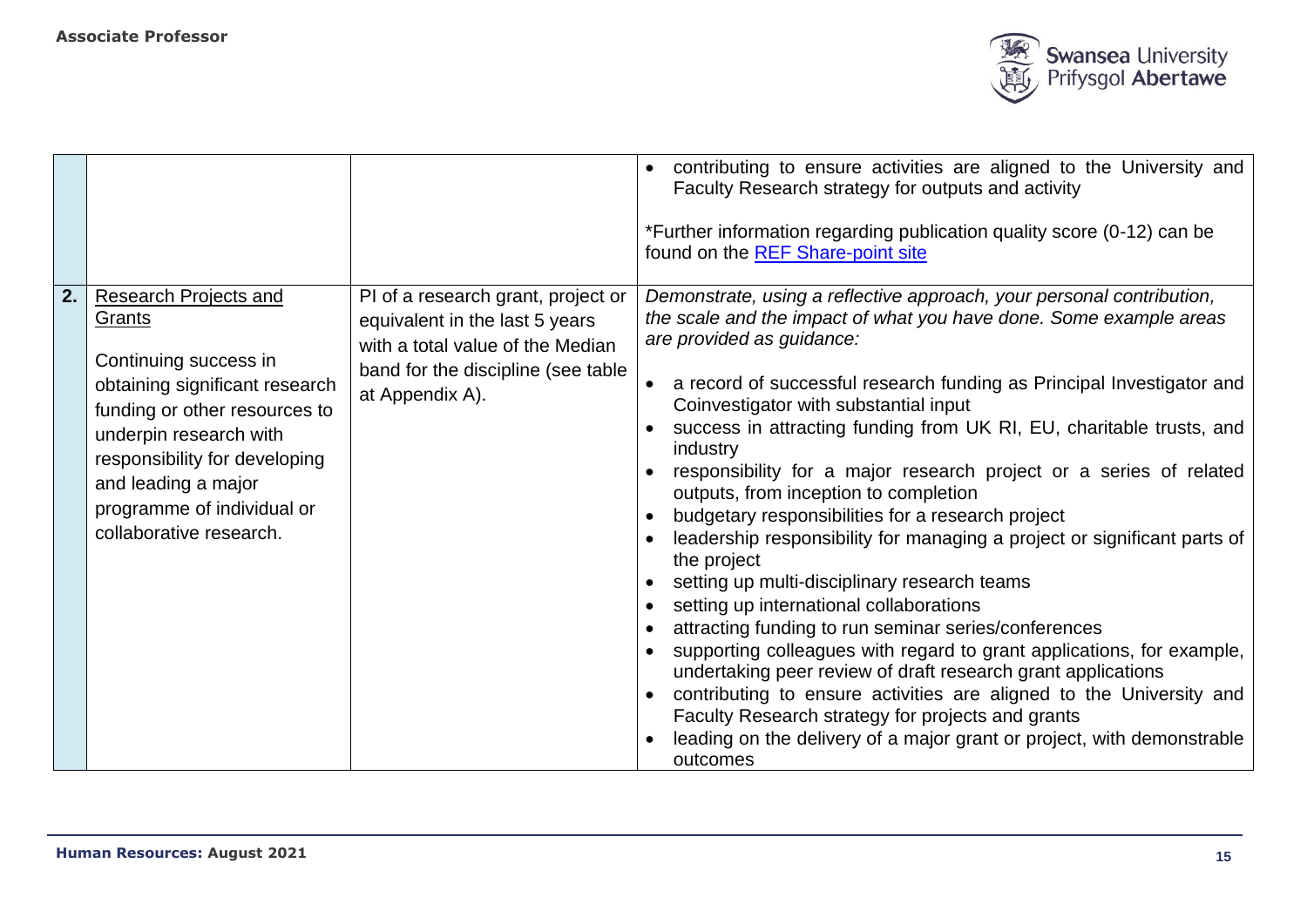| | | | |
|---|---|---|---|
| | | | • contributing to ensure activities are aligned to the University and Faculty Research strategy for outputs and activity<br><br>*Further information regarding publication quality score (0-12) can be found on the REF Share-point site |
| **2.** | <u>Research Projects and Grants</u><br><br>Continuing success in obtaining significant research funding or other resources to underpin research with responsibility for developing and leading a major programme of individual or collaborative research. | PI of a research grant, project or equivalent in the last 5 years with a total value of the Median band for the discipline (see table at Appendix A). | *Demonstrate, using a reflective approach, your personal contribution, the scale and the impact of what you have done. Some example areas are provided as guidance:*<br><br>• a record of successful research funding as Principal Investigator and Coinvestigator with substantial input<br>• success in attracting funding from UK RI, EU, charitable trusts, and industry<br>• responsibility for a major research project or a series of related outputs, from inception to completion<br>• budgetary responsibilities for a research project<br>• leadership responsibility for managing a project or significant parts of the project<br>• setting up multi-disciplinary research teams<br>• setting up international collaborations<br>• attracting funding to run seminar series/conferences<br>• supporting colleagues with regard to grant applications, for example, undertaking peer review of draft research grant applications<br>• contributing to ensure activities are aligned to the University and Faculty Research strategy for projects and grants<br>• leading on the delivery of a major grant or project, with demonstrable outcomes |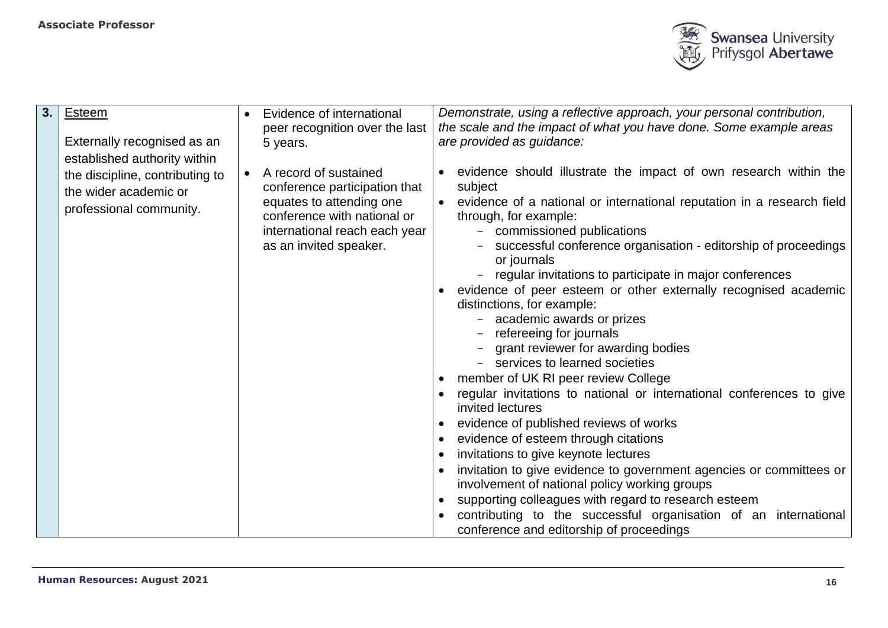| | | | |
|---|---|---|---|
| **3.** | <u>Esteem</u><br><br>Externally recognised as an established authority within the discipline, contributing to the wider academic or professional community. | • Evidence of international peer recognition over the last 5 years.<br><br>• A record of sustained conference participation that equates to attending one conference with national or international reach each year as an invited speaker. | *Demonstrate, using a reflective approach, your personal contribution, the scale and the impact of what you have done. Some example areas are provided as guidance:*<br><br>• evidence should illustrate the impact of own research within the subject<br>• evidence of a national or international reputation in a research field through, for example:<br>&nbsp;&nbsp;&nbsp;– commissioned publications<br>&nbsp;&nbsp;&nbsp;– successful conference organisation - editorship of proceedings or journals<br>&nbsp;&nbsp;&nbsp;– regular invitations to participate in major conferences<br>• evidence of peer esteem or other externally recognised academic distinctions, for example:<br>&nbsp;&nbsp;&nbsp;– academic awards or prizes<br>&nbsp;&nbsp;&nbsp;– refereeing for journals<br>&nbsp;&nbsp;&nbsp;– grant reviewer for awarding bodies<br>&nbsp;&nbsp;&nbsp;– services to learned societies<br>• member of UK RI peer review College<br>• regular invitations to national or international conferences to give invited lectures<br>• evidence of published reviews of works<br>• evidence of esteem through citations<br>• invitations to give keynote lectures<br>• invitation to give evidence to government agencies or committees or involvement of national policy working groups<br>• supporting colleagues with regard to research esteem<br>• contributing to the successful organisation of an international conference and editorship of proceedings |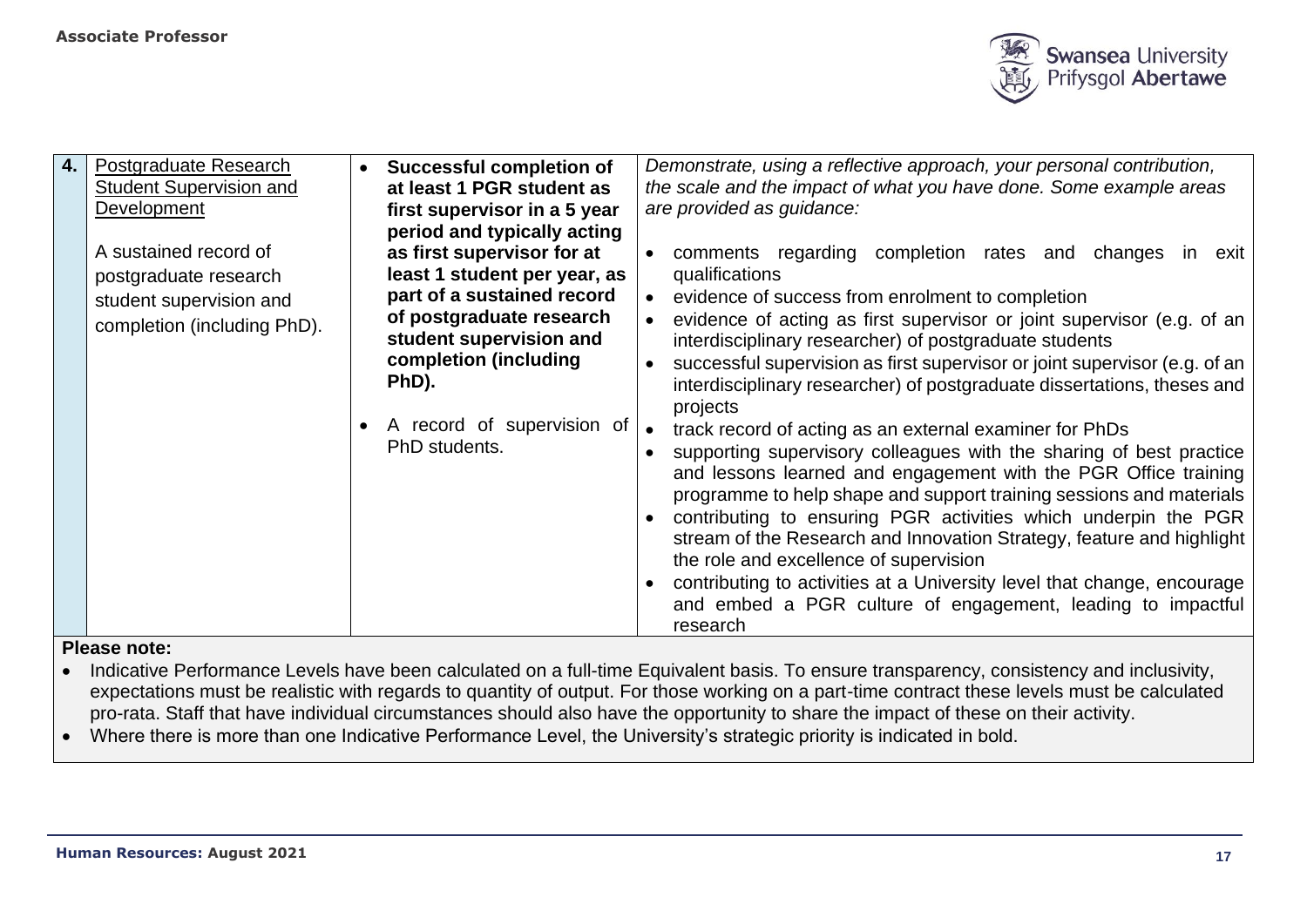| 4. | <u>Postgraduate Research Student Supervision and Development</u><br><br>A sustained record of postgraduate research student supervision and completion (including PhD). | • **Successful completion of at least 1 PGR student as first supervisor in a 5 year period and typically acting as first supervisor for at least 1 student per year, as part of a sustained record of postgraduate research student supervision and completion (including PhD).**<br><br>• A record of supervision of PhD students. | *Demonstrate, using a reflective approach, your personal contribution, the scale and the impact of what you have done. Some example areas are provided as guidance:*<br><br>• comments regarding completion rates and changes in exit qualifications<br>• evidence of success from enrolment to completion<br>• evidence of acting as first supervisor or joint supervisor (e.g. of an interdisciplinary researcher) of postgraduate students<br>• successful supervision as first supervisor or joint supervisor (e.g. of an interdisciplinary researcher) of postgraduate dissertations, theses and projects<br>• track record of acting as an external examiner for PhDs<br>• supporting supervisory colleagues with the sharing of best practice and lessons learned and engagement with the PGR Office training programme to help shape and support training sessions and materials<br>• contributing to ensuring PGR activities which underpin the PGR stream of the Research and Innovation Strategy, feature and highlight the role and excellence of supervision<br>• contributing to activities at a University level that change, encourage and embed a PGR culture of engagement, leading to impactful research |
|---|---|---|---|

**Please note:**

- Indicative Performance Levels have been calculated on a full-time Equivalent basis. To ensure transparency, consistency and inclusivity, expectations must be realistic with regards to quantity of output. For those working on a part-time contract these levels must be calculated pro-rata. Staff that have individual circumstances should also have the opportunity to share the impact of these on their activity.
- Where there is more than one Indicative Performance Level, the University's strategic priority is indicated in bold.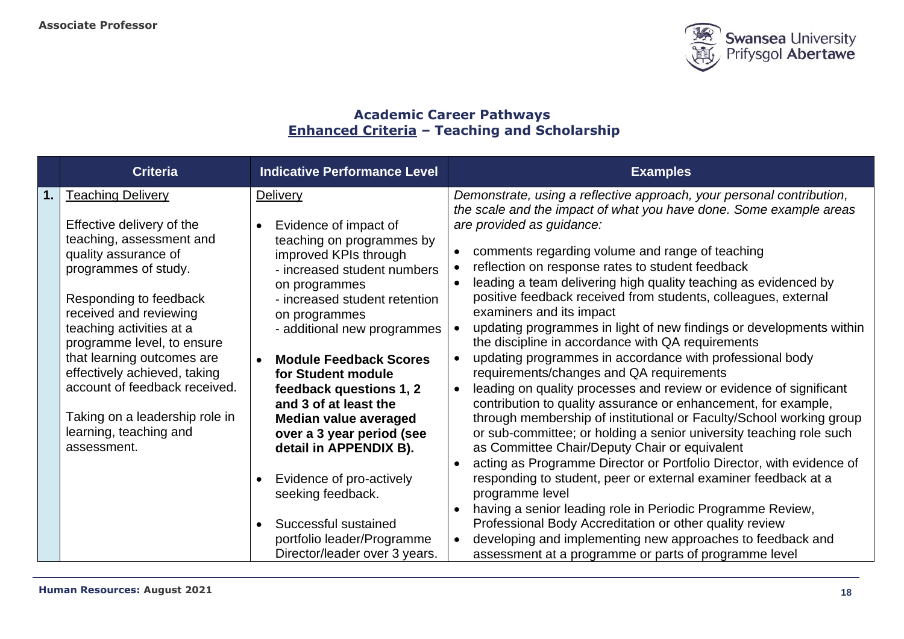## Academic Career Pathways
## Enhanced Criteria – Teaching and Scholarship

| | Criteria | Indicative Performance Level | Examples |
|---|---|---|---|
| **1.** | Teaching Delivery<br><br>Effective delivery of the teaching, assessment and quality assurance of programmes of study.<br><br>Responding to feedback received and reviewing teaching activities at a programme level, to ensure that learning outcomes are effectively achieved, taking account of feedback received.<br><br>Taking on a leadership role in learning, teaching and assessment. | Delivery<br><br>• Evidence of impact of teaching on programmes by improved KPIs through<br>- increased student numbers on programmes<br>- increased student retention on programmes<br>- additional new programmes<br><br>• **Module Feedback Scores for Student module feedback questions 1, 2 and 3 of at least the Median value averaged over a 3 year period (see detail in APPENDIX B).**<br><br>• Evidence of pro-actively seeking feedback.<br><br>• Successful sustained portfolio leader/Programme Director/leader over 3 years. | *Demonstrate, using a reflective approach, your personal contribution, the scale and the impact of what you have done. Some example areas are provided as guidance:*<br><br>• comments regarding volume and range of teaching<br>• reflection on response rates to student feedback<br>• leading a team delivering high quality teaching as evidenced by positive feedback received from students, colleagues, external examiners and its impact<br>• updating programmes in light of new findings or developments within the discipline in accordance with QA requirements<br>• updating programmes in accordance with professional body requirements/changes and QA requirements<br>• leading on quality processes and review or evidence of significant contribution to quality assurance or enhancement, for example, through membership of institutional or Faculty/School working group or sub-committee; or holding a senior university teaching role such as Committee Chair/Deputy Chair or equivalent<br>• acting as Programme Director or Portfolio Director, with evidence of responding to student, peer or external examiner feedback at a programme level<br>• having a senior leading role in Periodic Programme Review, Professional Body Accreditation or other quality review<br>• developing and implementing new approaches to feedback and assessment at a programme or parts of programme level |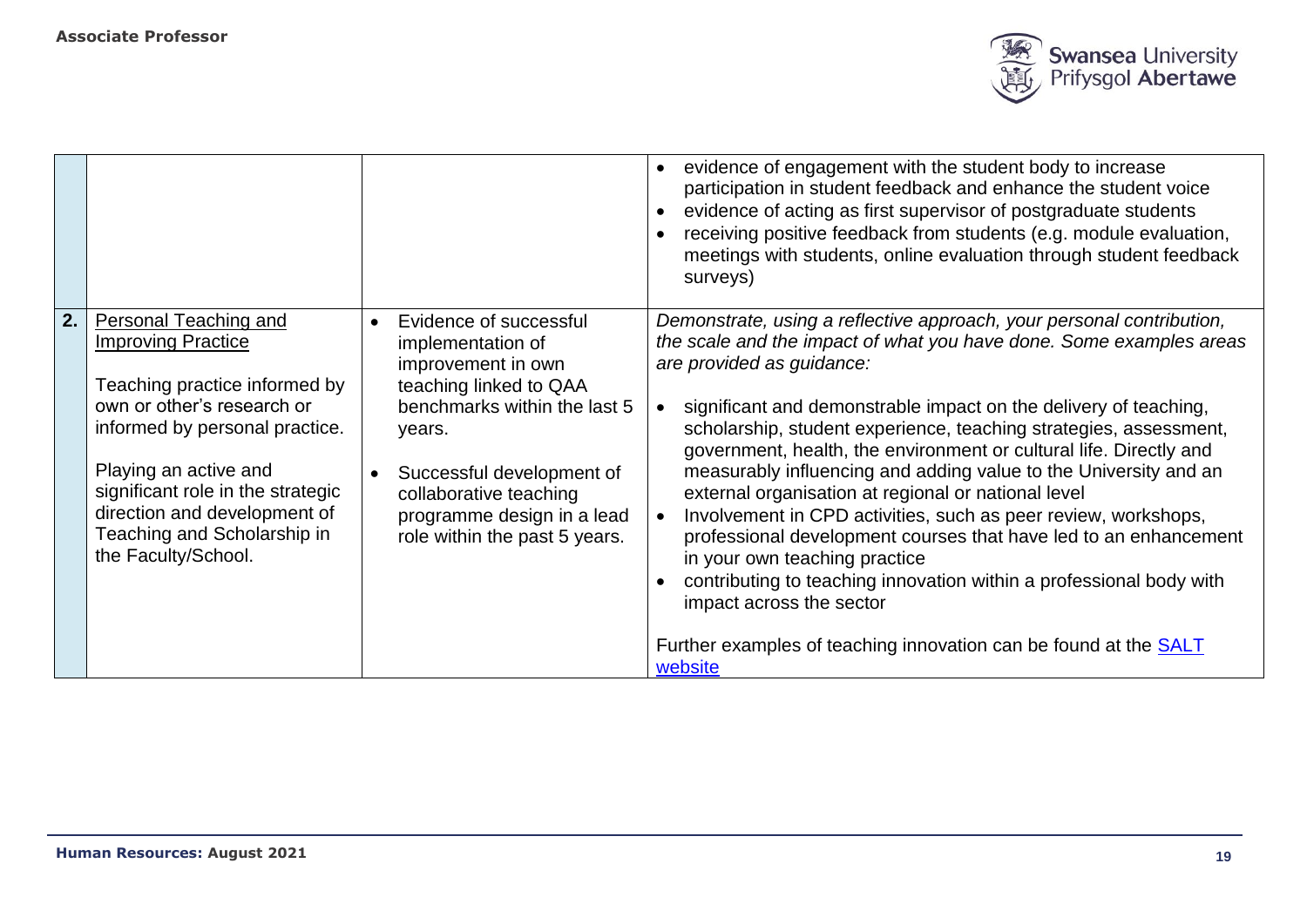| | | | |
|---|---|---|---|
| | | | • evidence of engagement with the student body to increase participation in student feedback and enhance the student voice<br>• evidence of acting as first supervisor of postgraduate students<br>• receiving positive feedback from students (e.g. module evaluation, meetings with students, online evaluation through student feedback surveys) |
| **2.** | Personal Teaching and Improving Practice<br><br>Teaching practice informed by own or other's research or informed by personal practice.<br><br>Playing an active and significant role in the strategic direction and development of Teaching and Scholarship in the Faculty/School. | • Evidence of successful implementation of improvement in own teaching linked to QAA benchmarks within the last 5 years.<br><br>• Successful development of collaborative teaching programme design in a lead role within the past 5 years. | *Demonstrate, using a reflective approach, your personal contribution, the scale and the impact of what you have done. Some examples areas are provided as guidance:*<br><br>• significant and demonstrable impact on the delivery of teaching, scholarship, student experience, teaching strategies, assessment, government, health, the environment or cultural life. Directly and measurably influencing and adding value to the University and an external organisation at regional or national level<br>• Involvement in CPD activities, such as peer review, workshops, professional development courses that have led to an enhancement in your own teaching practice<br>• contributing to teaching innovation within a professional body with impact across the sector<br><br>Further examples of teaching innovation can be found at the SALT website |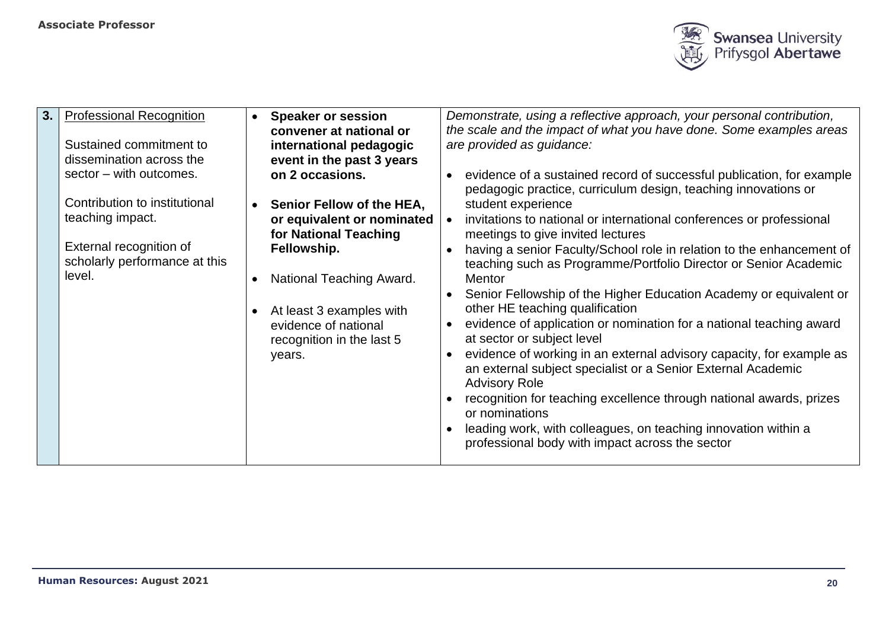| 3. | Professional Recognition<br><br>Sustained commitment to dissemination across the sector – with outcomes.<br><br>Contribution to institutional teaching impact.<br><br>External recognition of scholarly performance at this level. | • **Speaker or session convener at national or international pedagogic event in the past 3 years on 2 occasions.**<br><br>• **Senior Fellow of the HEA, or equivalent or nominated for National Teaching Fellowship.**<br><br>• National Teaching Award.<br><br>• At least 3 examples with evidence of national recognition in the last 5 years. | *Demonstrate, using a reflective approach, your personal contribution, the scale and the impact of what you have done. Some examples areas are provided as guidance:*<br><br>• evidence of a sustained record of successful publication, for example pedagogic practice, curriculum design, teaching innovations or student experience<br>• invitations to national or international conferences or professional meetings to give invited lectures<br>• having a senior Faculty/School role in relation to the enhancement of teaching such as Programme/Portfolio Director or Senior Academic Mentor<br>• Senior Fellowship of the Higher Education Academy or equivalent or other HE teaching qualification<br>• evidence of application or nomination for a national teaching award at sector or subject level<br>• evidence of working in an external advisory capacity, for example as an external subject specialist or a Senior External Academic Advisory Role<br>• recognition for teaching excellence through national awards, prizes or nominations<br>• leading work, with colleagues, on teaching innovation within a professional body with impact across the sector |
|---|---|---|---|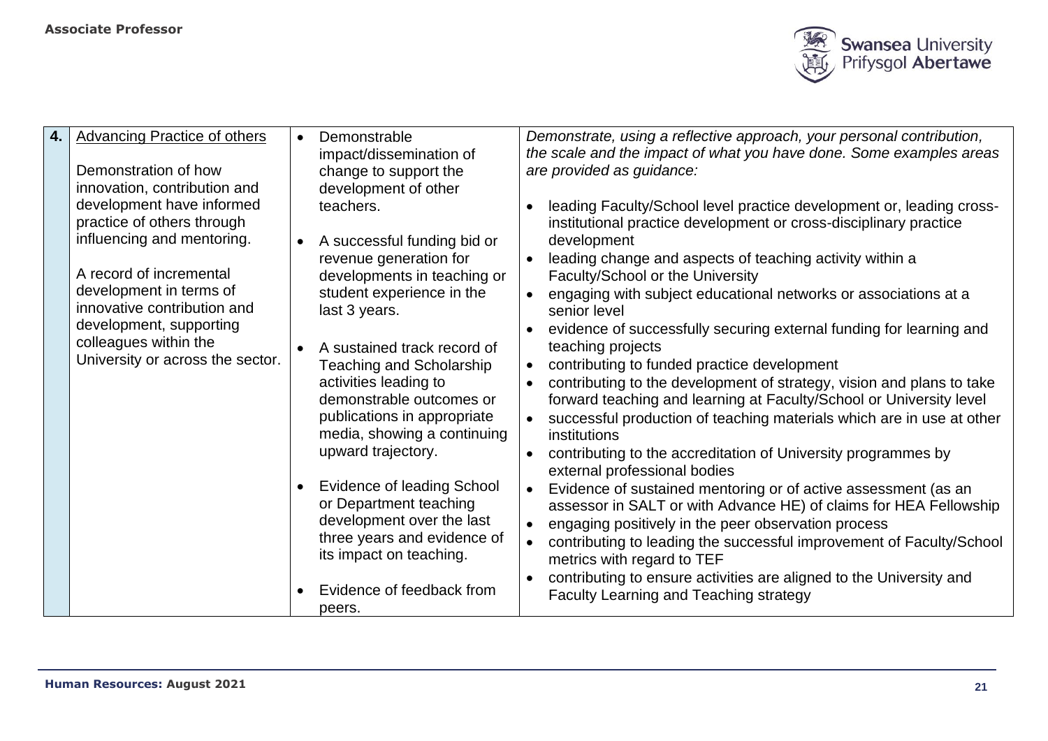| 4. | Advancing Practice of others<br><br>Demonstration of how innovation, contribution and development have informed practice of others through influencing and mentoring.<br><br>A record of incremental development in terms of innovative contribution and development, supporting colleagues within the University or across the sector. | • Demonstrable impact/dissemination of change to support the development of other teachers.<br><br>• A successful funding bid or revenue generation for developments in teaching or student experience in the last 3 years.<br><br>• A sustained track record of Teaching and Scholarship activities leading to demonstrable outcomes or publications in appropriate media, showing a continuing upward trajectory.<br><br>• Evidence of leading School or Department teaching development over the last three years and evidence of its impact on teaching.<br><br>• Evidence of feedback from peers. | *Demonstrate, using a reflective approach, your personal contribution, the scale and the impact of what you have done. Some examples areas are provided as guidance:*<br><br>• leading Faculty/School level practice development or, leading cross-institutional practice development or cross-disciplinary practice development<br>• leading change and aspects of teaching activity within a Faculty/School or the University<br>• engaging with subject educational networks or associations at a senior level<br>• evidence of successfully securing external funding for learning and teaching projects<br>• contributing to funded practice development<br>• contributing to the development of strategy, vision and plans to take forward teaching and learning at Faculty/School or University level<br>• successful production of teaching materials which are in use at other institutions<br>• contributing to the accreditation of University programmes by external professional bodies<br>• Evidence of sustained mentoring or of active assessment (as an assessor in SALT or with Advance HE) of claims for HEA Fellowship<br>• engaging positively in the peer observation process<br>• contributing to leading the successful improvement of Faculty/School metrics with regard to TEF<br>• contributing to ensure activities are aligned to the University and Faculty Learning and Teaching strategy |
|---|---|---|---|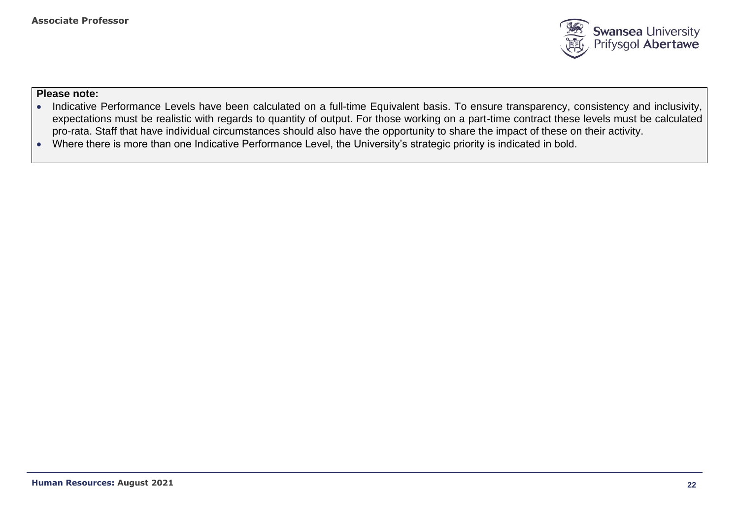**Please note:**

- Indicative Performance Levels have been calculated on a full-time Equivalent basis. To ensure transparency, consistency and inclusivity, expectations must be realistic with regards to quantity of output. For those working on a part-time contract these levels must be calculated pro-rata. Staff that have individual circumstances should also have the opportunity to share the impact of these on their activity.
- Where there is more than one Indicative Performance Level, the University's strategic priority is indicated in bold.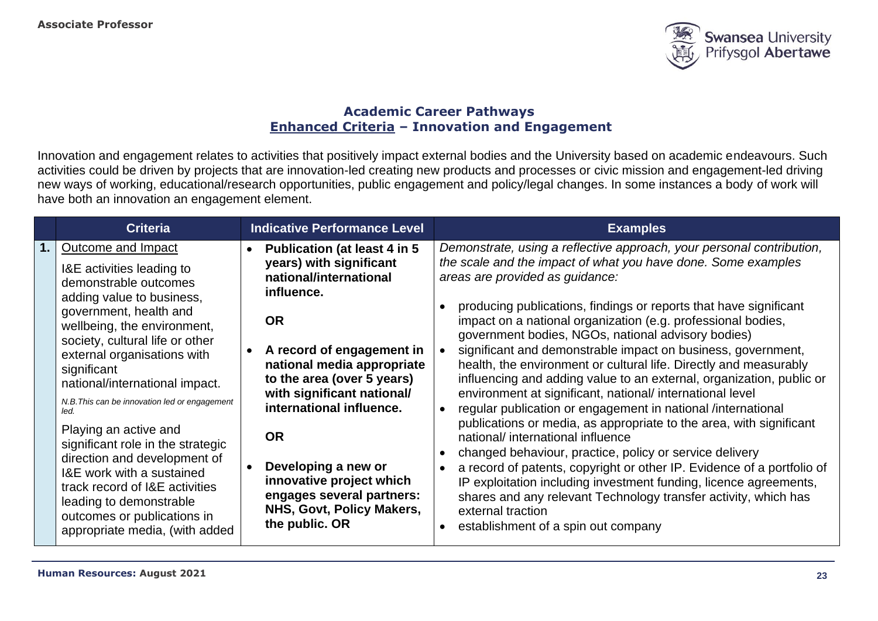## Academic Career Pathways
## Enhanced Criteria – Innovation and Engagement

Innovation and engagement relates to activities that positively impact external bodies and the University based on academic endeavours. Such activities could be driven by projects that are innovation-led creating new products and processes or civic mission and engagement-led driving new ways of working, educational/research opportunities, public engagement and policy/legal changes. In some instances a body of work will have both an innovation an engagement element.

| | Criteria | Indicative Performance Level | Examples |
|---|---|---|---|
| **1.** | Outcome and Impact<br><br>I&E activities leading to demonstrable outcomes adding value to business, government, health and wellbeing, the environment, society, cultural life or other external organisations with significant national/international impact.<br><br>*N.B.This can be innovation led or engagement led.*<br><br>Playing an active and significant role in the strategic direction and development of I&E work with a sustained track record of I&E activities leading to demonstrable outcomes or publications in appropriate media, (with added | • **Publication (at least 4 in 5 years) with significant national/international influence.**<br><br>**OR**<br><br>• **A record of engagement in national media appropriate to the area (over 5 years) with significant national/ international influence.**<br><br>**OR**<br><br>• **Developing a new or innovative project which engages several partners: NHS, Govt, Policy Makers, the public. OR** | *Demonstrate, using a reflective approach, your personal contribution, the scale and the impact of what you have done. Some examples areas are provided as guidance:*<br><br>• producing publications, findings or reports that have significant impact on a national organization (e.g. professional bodies, government bodies, NGOs, national advisory bodies)<br>• significant and demonstrable impact on business, government, health, the environment or cultural life. Directly and measurably influencing and adding value to an external, organization, public or environment at significant, national/ international level<br>• regular publication or engagement in national /international publications or media, as appropriate to the area, with significant national/ international influence<br>• changed behaviour, practice, policy or service delivery<br>• a record of patents, copyright or other IP. Evidence of a portfolio of IP exploitation including investment funding, licence agreements, shares and any relevant Technology transfer activity, which has external traction<br>• establishment of a spin out company |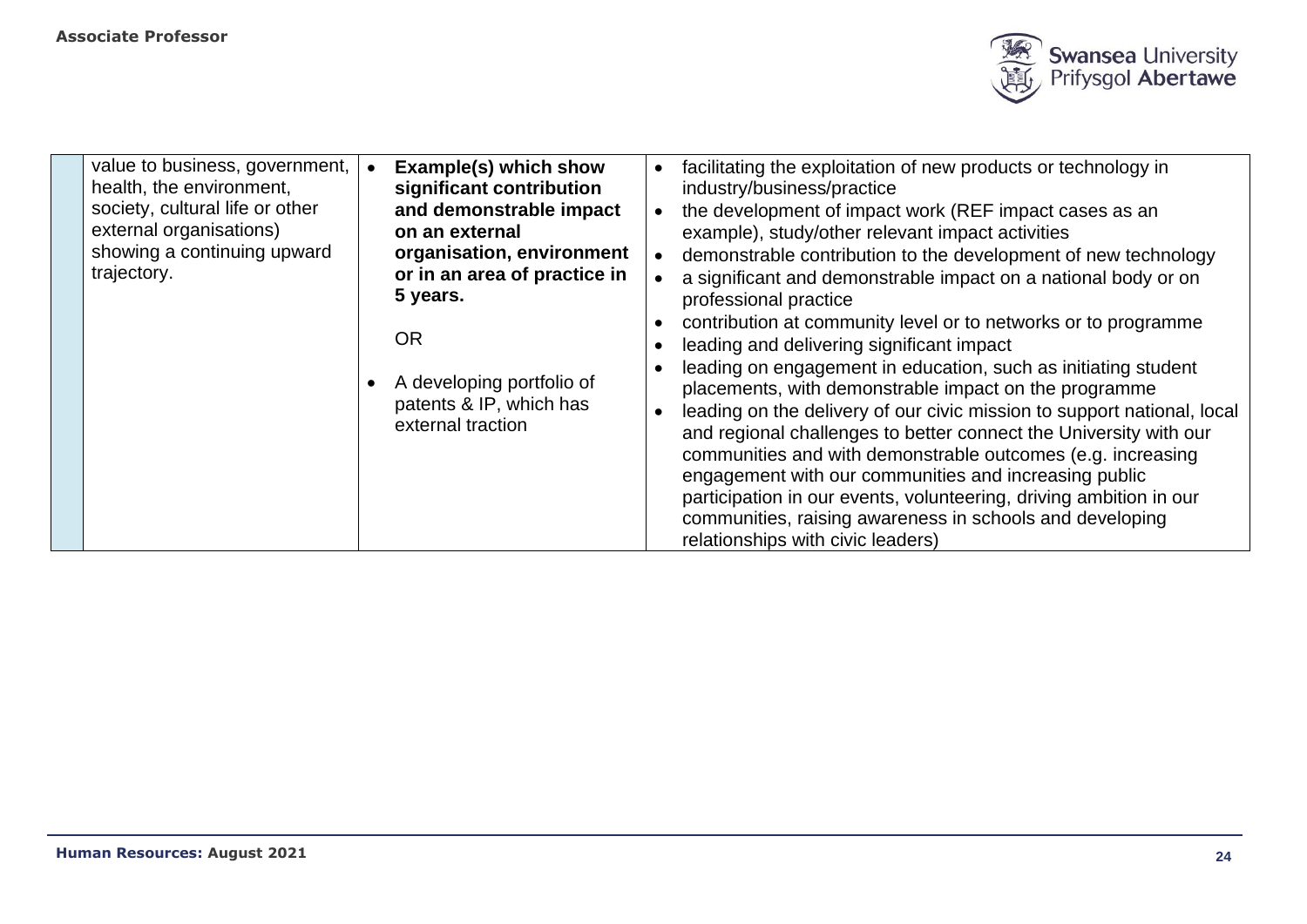| | | | |
|---|---|---|---|
| | value to business, government, health, the environment, society, cultural life or other external organisations) showing a continuing upward trajectory. | • **Example(s) which show significant contribution and demonstrable impact on an external organisation, environment or in an area of practice in 5 years.**<br><br>OR<br><br>• A developing portfolio of patents & IP, which has external traction | • facilitating the exploitation of new products or technology in industry/business/practice<br>• the development of impact work (REF impact cases as an example), study/other relevant impact activities<br>• demonstrable contribution to the development of new technology<br>• a significant and demonstrable impact on a national body or on professional practice<br>• contribution at community level or to networks or to programme<br>• leading and delivering significant impact<br>• leading on engagement in education, such as initiating student placements, with demonstrable impact on the programme<br>• leading on the delivery of our civic mission to support national, local and regional challenges to better connect the University with our communities and with demonstrable outcomes (e.g. increasing engagement with our communities and increasing public participation in our events, volunteering, driving ambition in our communities, raising awareness in schools and developing relationships with civic leaders) |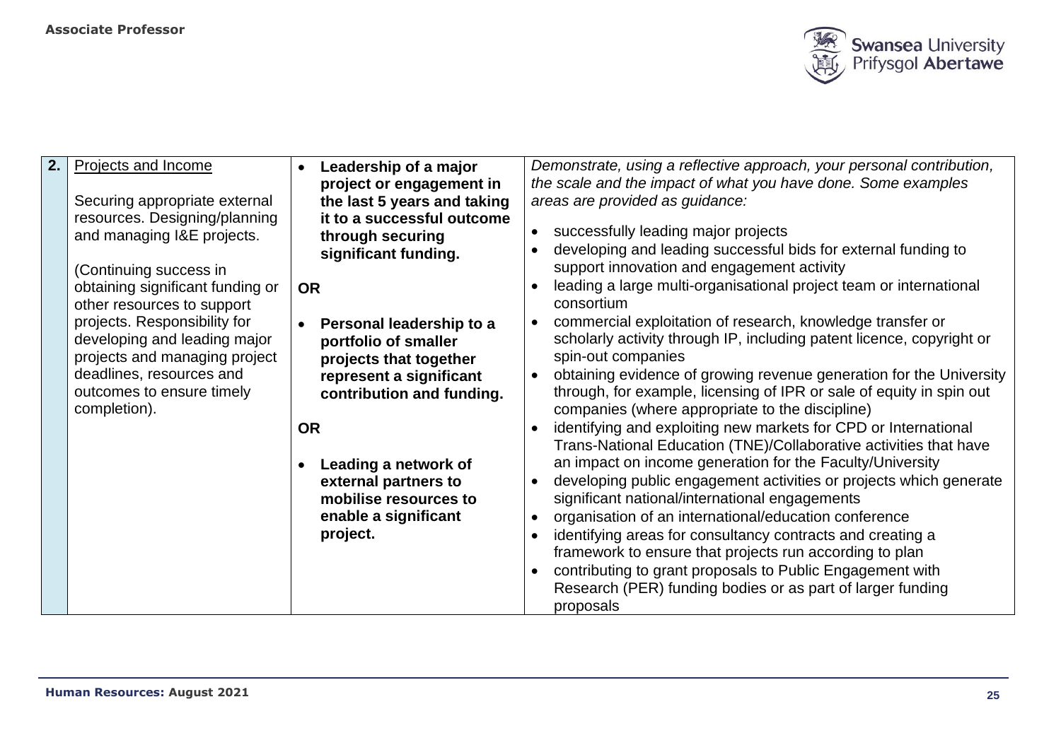| 2. | Projects and Income<br><br>Securing appropriate external resources. Designing/planning and managing I&E projects.<br><br>(Continuing success in obtaining significant funding or other resources to support projects. Responsibility for developing and leading major projects and managing project deadlines, resources and outcomes to ensure timely completion). | • **Leadership of a major project or engagement in the last 5 years and taking it to a successful outcome through securing significant funding.**<br><br>**OR**<br><br>• **Personal leadership to a portfolio of smaller projects that together represent a significant contribution and funding.**<br><br>**OR**<br><br>• **Leading a network of external partners to mobilise resources to enable a significant project.** | *Demonstrate, using a reflective approach, your personal contribution, the scale and the impact of what you have done. Some examples areas are provided as guidance:*<br><br>• successfully leading major projects<br>• developing and leading successful bids for external funding to support innovation and engagement activity<br>• leading a large multi-organisational project team or international consortium<br>• commercial exploitation of research, knowledge transfer or scholarly activity through IP, including patent licence, copyright or spin-out companies<br>• obtaining evidence of growing revenue generation for the University through, for example, licensing of IPR or sale of equity in spin out companies (where appropriate to the discipline)<br>• identifying and exploiting new markets for CPD or International Trans-National Education (TNE)/Collaborative activities that have an impact on income generation for the Faculty/University<br>• developing public engagement activities or projects which generate significant national/international engagements<br>• organisation of an international/education conference<br>• identifying areas for consultancy contracts and creating a framework to ensure that projects run according to plan<br>• contributing to grant proposals to Public Engagement with Research (PER) funding bodies or as part of larger funding proposals |
|---|---|---|---|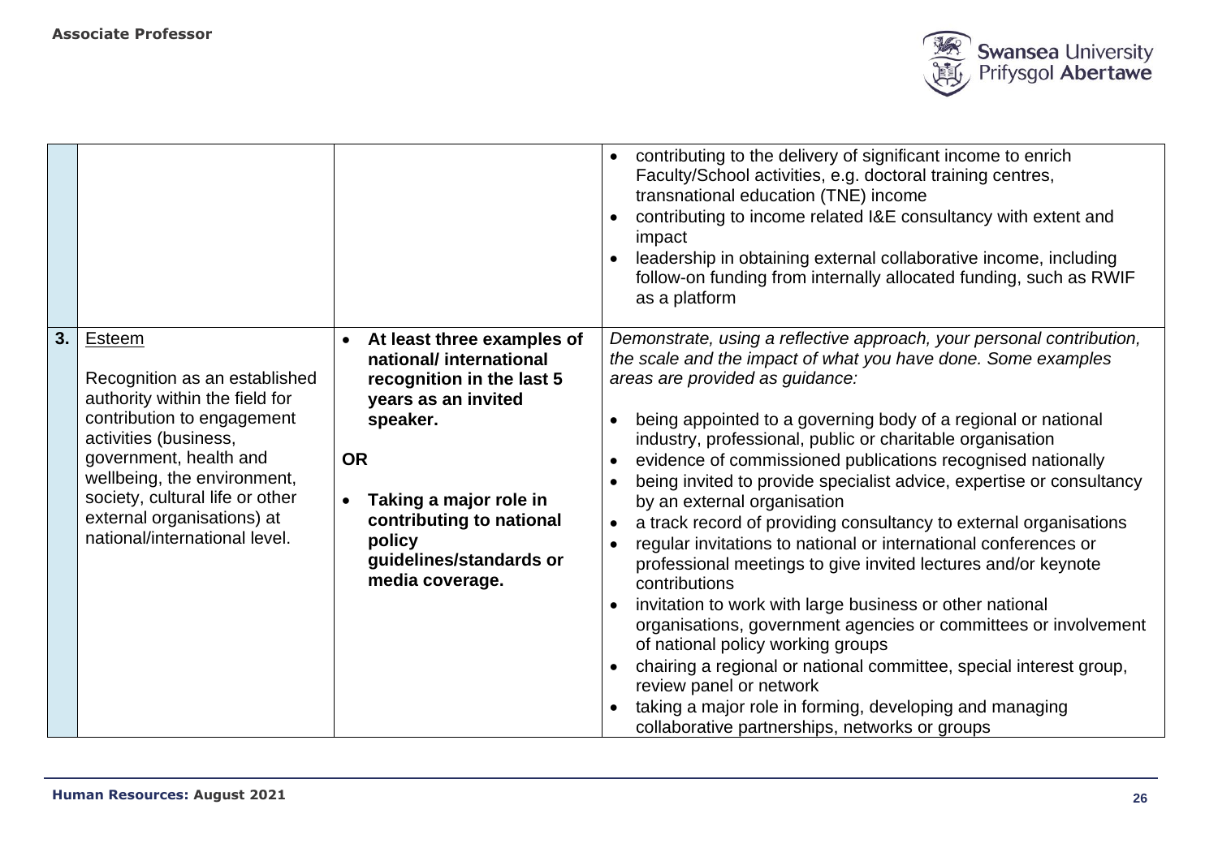| | | | |
|---|---|---|---|
| | | | <ul><li>contributing to the delivery of significant income to enrich Faculty/School activities, e.g. doctoral training centres, transnational education (TNE) income</li><li>contributing to income related I&E consultancy with extent and impact</li><li>leadership in obtaining external collaborative income, including follow-on funding from internally allocated funding, such as RWIF as a platform</li></ul> |
| **3.** | <u>Esteem</u><br><br>Recognition as an established authority within the field for contribution to engagement activities (business, government, health and wellbeing, the environment, society, cultural life or other external organisations) at national/international level. | <ul><li>**At least three examples of national/ international recognition in the last 5 years as an invited speaker.**</li></ul>**OR**<ul><li>**Taking a major role in contributing to national policy guidelines/standards or media coverage.**</li></ul> | *Demonstrate, using a reflective approach, your personal contribution, the scale and the impact of what you have done. Some examples areas are provided as guidance:*<ul><li>being appointed to a governing body of a regional or national industry, professional, public or charitable organisation</li><li>evidence of commissioned publications recognised nationally</li><li>being invited to provide specialist advice, expertise or consultancy by an external organisation</li><li>a track record of providing consultancy to external organisations</li><li>regular invitations to national or international conferences or professional meetings to give invited lectures and/or keynote contributions</li><li>invitation to work with large business or other national organisations, government agencies or committees or involvement of national policy working groups</li><li>chairing a regional or national committee, special interest group, review panel or network</li><li>taking a major role in forming, developing and managing collaborative partnerships, networks or groups</li></ul> |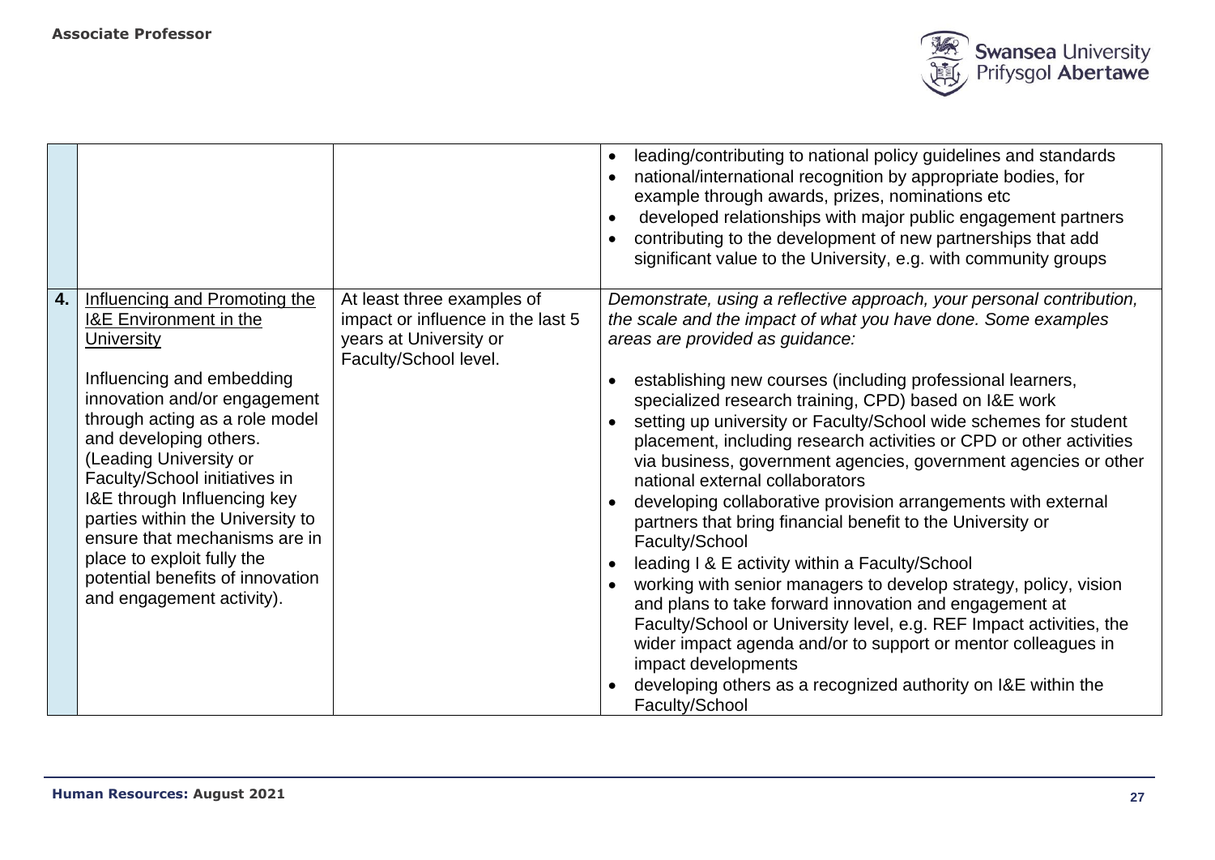| | | | |
|---|---|---|---|
| | | | • leading/contributing to national policy guidelines and standards<br>• national/international recognition by appropriate bodies, for example through awards, prizes, nominations etc<br>• developed relationships with major public engagement partners<br>• contributing to the development of new partnerships that add significant value to the University, e.g. with community groups |
| **4.** | Influencing and Promoting the I&E Environment in the University<br><br>Influencing and embedding innovation and/or engagement through acting as a role model and developing others. (Leading University or Faculty/School initiatives in I&E through Influencing key parties within the University to ensure that mechanisms are in place to exploit fully the potential benefits of innovation and engagement activity). | At least three examples of impact or influence in the last 5 years at University or Faculty/School level. | *Demonstrate, using a reflective approach, your personal contribution, the scale and the impact of what you have done. Some examples areas are provided as guidance:*<br><br>• establishing new courses (including professional learners, specialized research training, CPD) based on I&E work<br>• setting up university or Faculty/School wide schemes for student placement, including research activities or CPD or other activities via business, government agencies, government agencies or other national external collaborators<br>• developing collaborative provision arrangements with external partners that bring financial benefit to the University or Faculty/School<br>• leading I & E activity within a Faculty/School<br>• working with senior managers to develop strategy, policy, vision and plans to take forward innovation and engagement at Faculty/School or University level, e.g. REF Impact activities, the wider impact agenda and/or to support or mentor colleagues in impact developments<br>• developing others as a recognized authority on I&E within the Faculty/School |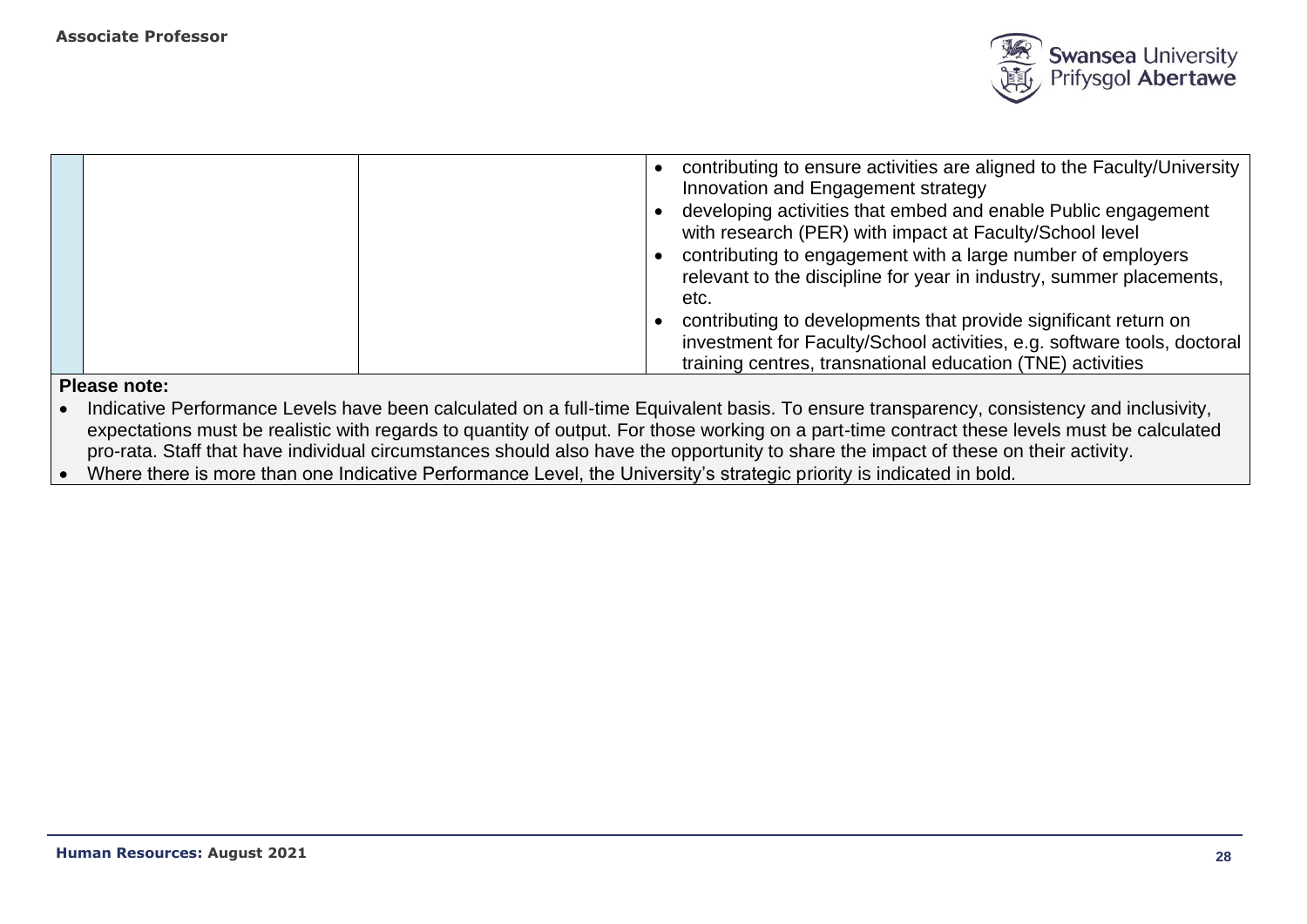|  |  |  |  |
|---|---|---|---|
|  |  |  | • contributing to ensure activities are aligned to the Faculty/University Innovation and Engagement strategy<br>• developing activities that embed and enable Public engagement with research (PER) with impact at Faculty/School level<br>• contributing to engagement with a large number of employers relevant to the discipline for year in industry, summer placements, etc.<br>• contributing to developments that provide significant return on investment for Faculty/School activities, e.g. software tools, doctoral training centres, transnational education (TNE) activities |

**Please note:**

- Indicative Performance Levels have been calculated on a full-time Equivalent basis. To ensure transparency, consistency and inclusivity, expectations must be realistic with regards to quantity of output. For those working on a part-time contract these levels must be calculated pro-rata. Staff that have individual circumstances should also have the opportunity to share the impact of these on their activity.
- Where there is more than one Indicative Performance Level, the University's strategic priority is indicated in bold.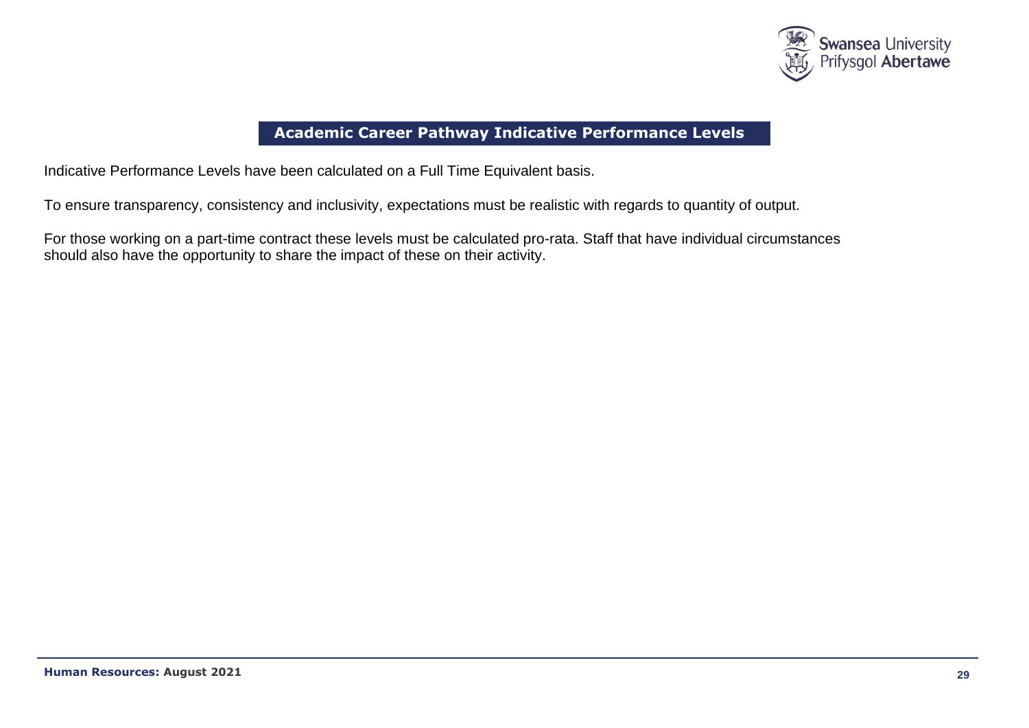## Academic Career Pathway Indicative Performance Levels

Indicative Performance Levels have been calculated on a Full Time Equivalent basis.

To ensure transparency, consistency and inclusivity, expectations must be realistic with regards to quantity of output.

For those working on a part-time contract these levels must be calculated pro-rata. Staff that have individual circumstances should also have the opportunity to share the impact of these on their activity.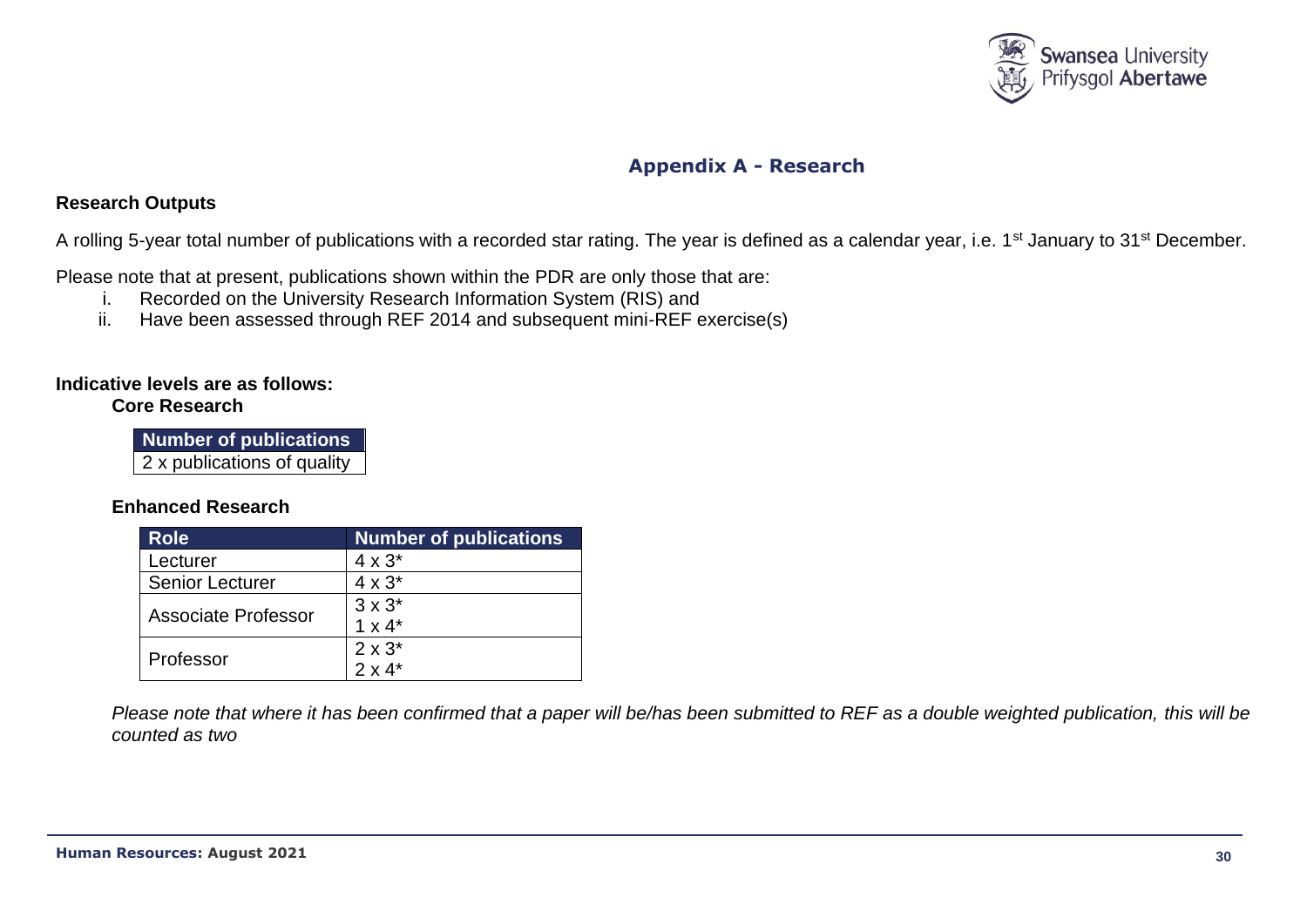## Appendix A - Research

**Research Outputs**

A rolling 5-year total number of publications with a recorded star rating. The year is defined as a calendar year, i.e. 1st January to 31st December.

Please note that at present, publications shown within the PDR are only those that are:

i. Recorded on the University Research Information System (RIS) and
ii. Have been assessed through REF 2014 and subsequent mini-REF exercise(s)

**Indicative levels are as follows:**

**Core Research**

| Number of publications |
|---|
| 2 x publications of quality |

**Enhanced Research**

| Role | Number of publications |
|---|---|
| Lecturer | 4 x 3* |
| Senior Lecturer | 4 x 3* |
| Associate Professor | 3 x 3*<br>1 x 4* |
| Professor | 2 x 3*<br>2 x 4* |

*Please note that where it has been confirmed that a paper will be/has been submitted to REF as a double weighted publication, this will be counted as two*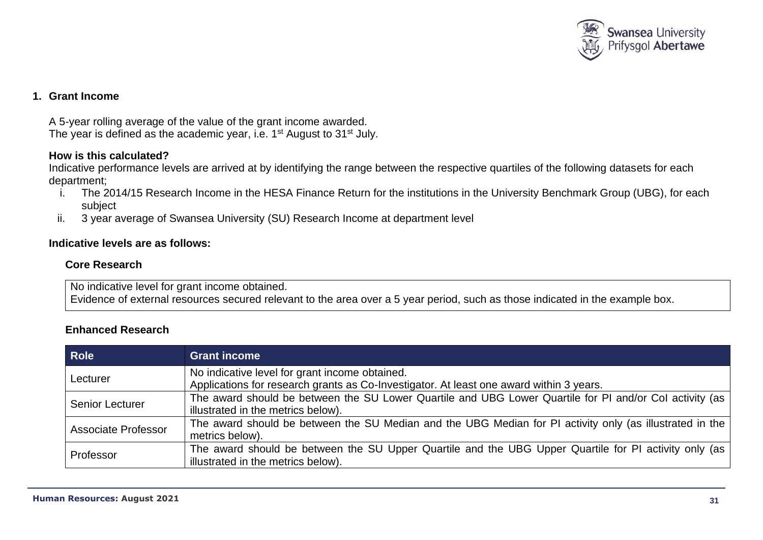## 1. Grant Income

A 5-year rolling average of the value of the grant income awarded.
The year is defined as the academic year, i.e. 1st August to 31st July.

**How is this calculated?**
Indicative performance levels are arrived at by identifying the range between the respective quartiles of the following datasets for each department;

i. The 2014/15 Research Income in the HESA Finance Return for the institutions in the University Benchmark Group (UBG), for each subject
ii. 3 year average of Swansea University (SU) Research Income at department level

**Indicative levels are as follows:**

### Core Research

| |
|---|
| No indicative level for grant income obtained.<br>Evidence of external resources secured relevant to the area over a 5 year period, such as those indicated in the example box. |

### Enhanced Research

| Role | Grant income |
|---|---|
| Lecturer | No indicative level for grant income obtained.<br>Applications for research grants as Co-Investigator. At least one award within 3 years. |
| Senior Lecturer | The award should be between the SU Lower Quartile and UBG Lower Quartile for PI and/or CoI activity (as illustrated in the metrics below). |
| Associate Professor | The award should be between the SU Median and the UBG Median for PI activity only (as illustrated in the metrics below). |
| Professor | The award should be between the SU Upper Quartile and the UBG Upper Quartile for PI activity only (as illustrated in the metrics below). |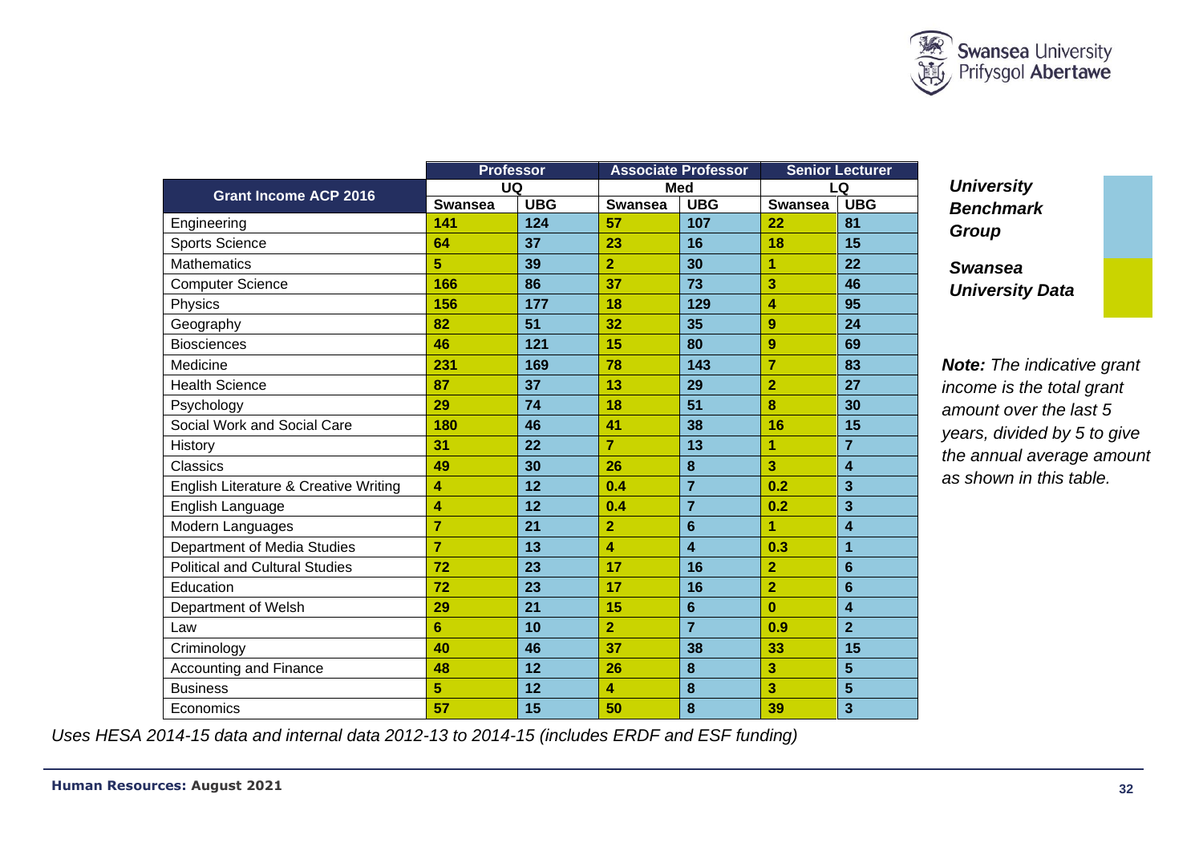| Grant Income ACP 2016 | Professor | | Associate Professor | | Senior Lecturer | |
|---|---|---|---|---|---|---|
| | UQ | | Med | | LQ | |
| | Swansea | UBG | Swansea | UBG | Swansea | UBG |
| Engineering | 141 | 124 | 57 | 107 | 22 | 81 |
| Sports Science | 64 | 37 | 23 | 16 | 18 | 15 |
| Mathematics | 5 | 39 | 2 | 30 | 1 | 22 |
| Computer Science | 166 | 86 | 37 | 73 | 3 | 46 |
| Physics | 156 | 177 | 18 | 129 | 4 | 95 |
| Geography | 82 | 51 | 32 | 35 | 9 | 24 |
| Biosciences | 46 | 121 | 15 | 80 | 9 | 69 |
| Medicine | 231 | 169 | 78 | 143 | 7 | 83 |
| Health Science | 87 | 37 | 13 | 29 | 2 | 27 |
| Psychology | 29 | 74 | 18 | 51 | 8 | 30 |
| Social Work and Social Care | 180 | 46 | 41 | 38 | 16 | 15 |
| History | 31 | 22 | 7 | 13 | 1 | 7 |
| Classics | 49 | 30 | 26 | 8 | 3 | 4 |
| English Literature & Creative Writing | 4 | 12 | 0.4 | 7 | 0.2 | 3 |
| English Language | 4 | 12 | 0.4 | 7 | 0.2 | 3 |
| Modern Languages | 7 | 21 | 2 | 6 | 1 | 4 |
| Department of Media Studies | 7 | 13 | 4 | 4 | 0.3 | 1 |
| Political and Cultural Studies | 72 | 23 | 17 | 16 | 2 | 6 |
| Education | 72 | 23 | 17 | 16 | 2 | 6 |
| Department of Welsh | 29 | 21 | 15 | 6 | 0 | 4 |
| Law | 6 | 10 | 2 | 7 | 0.9 | 2 |
| Criminology | 40 | 46 | 37 | 38 | 33 | 15 |
| Accounting and Finance | 48 | 12 | 26 | 8 | 3 | 5 |
| Business | 5 | 12 | 4 | 8 | 3 | 5 |
| Economics | 57 | 15 | 50 | 8 | 39 | 3 |

***University Benchmark Group***

***Swansea University Data***

***Note:*** *The indicative grant income is the total grant amount over the last 5 years, divided by 5 to give the annual average amount as shown in this table.*

*Uses HESA 2014-15 data and internal data 2012-13 to 2014-15 (includes ERDF and ESF funding)*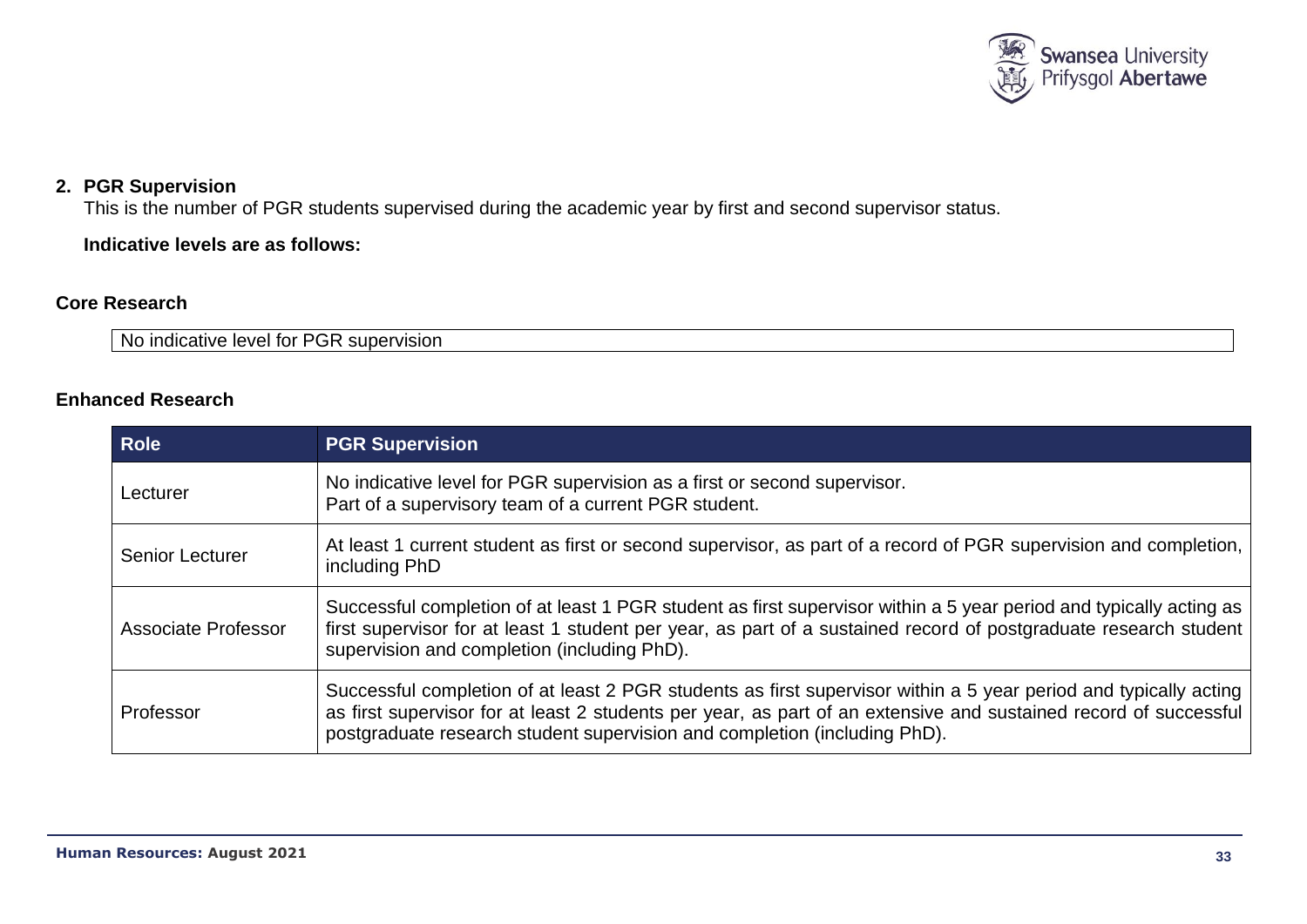## 2. PGR Supervision

This is the number of PGR students supervised during the academic year by first and second supervisor status.

**Indicative levels are as follows:**

### Core Research

| No indicative level for PGR supervision |
|---|

### Enhanced Research

| Role | PGR Supervision |
|---|---|
| Lecturer | No indicative level for PGR supervision as a first or second supervisor. Part of a supervisory team of a current PGR student. |
| Senior Lecturer | At least 1 current student as first or second supervisor, as part of a record of PGR supervision and completion, including PhD |
| Associate Professor | Successful completion of at least 1 PGR student as first supervisor within a 5 year period and typically acting as first supervisor for at least 1 student per year, as part of a sustained record of postgraduate research student supervision and completion (including PhD). |
| Professor | Successful completion of at least 2 PGR students as first supervisor within a 5 year period and typically acting as first supervisor for at least 2 students per year, as part of an extensive and sustained record of successful postgraduate research student supervision and completion (including PhD). |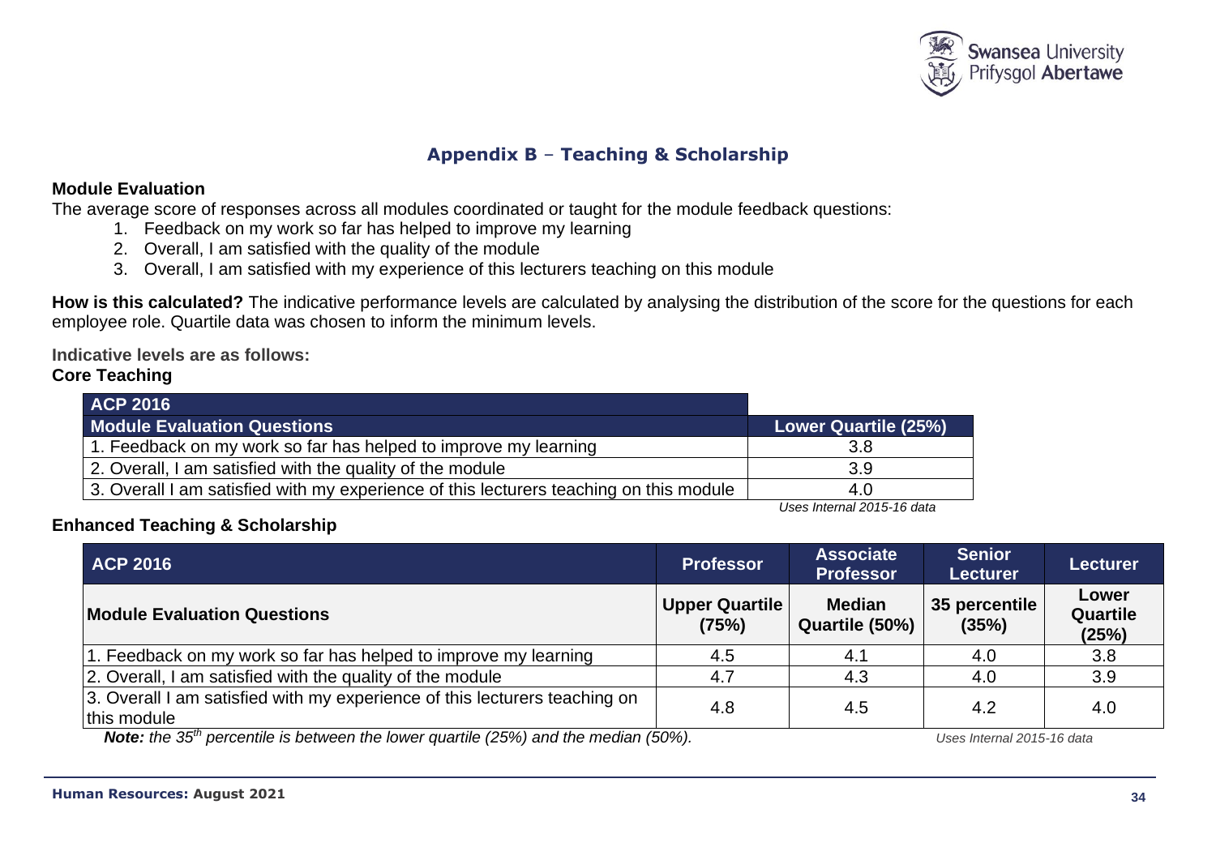## Appendix B – Teaching & Scholarship

**Module Evaluation**

The average score of responses across all modules coordinated or taught for the module feedback questions:

1. Feedback on my work so far has helped to improve my learning
2. Overall, I am satisfied with the quality of the module
3. Overall, I am satisfied with my experience of this lecturers teaching on this module

**How is this calculated?** The indicative performance levels are calculated by analysing the distribution of the score for the questions for each employee role. Quartile data was chosen to inform the minimum levels.

**Indicative levels are as follows:**

**Core Teaching**

| ACP 2016 | |
|---|---|
| **Module Evaluation Questions** | **Lower Quartile (25%)** |
| 1. Feedback on my work so far has helped to improve my learning | 3.8 |
| 2. Overall, I am satisfied with the quality of the module | 3.9 |
| 3. Overall I am satisfied with my experience of this lecturers teaching on this module | 4.0 |

*Uses Internal 2015-16 data*

**Enhanced Teaching & Scholarship**

| ACP 2016 | Professor | Associate Professor | Senior Lecturer | Lecturer |
|---|---|---|---|---|
| **Module Evaluation Questions** | **Upper Quartile (75%)** | **Median Quartile (50%)** | **35 percentile (35%)** | **Lower Quartile (25%)** |
| 1. Feedback on my work so far has helped to improve my learning | 4.5 | 4.1 | 4.0 | 3.8 |
| 2. Overall, I am satisfied with the quality of the module | 4.7 | 4.3 | 4.0 | 3.9 |
| 3. Overall I am satisfied with my experience of this lecturers teaching on this module | 4.8 | 4.5 | 4.2 | 4.0 |

***Note:*** *the 35th percentile is between the lower quartile (25%) and the median (50%).*

*Uses Internal 2015-16 data*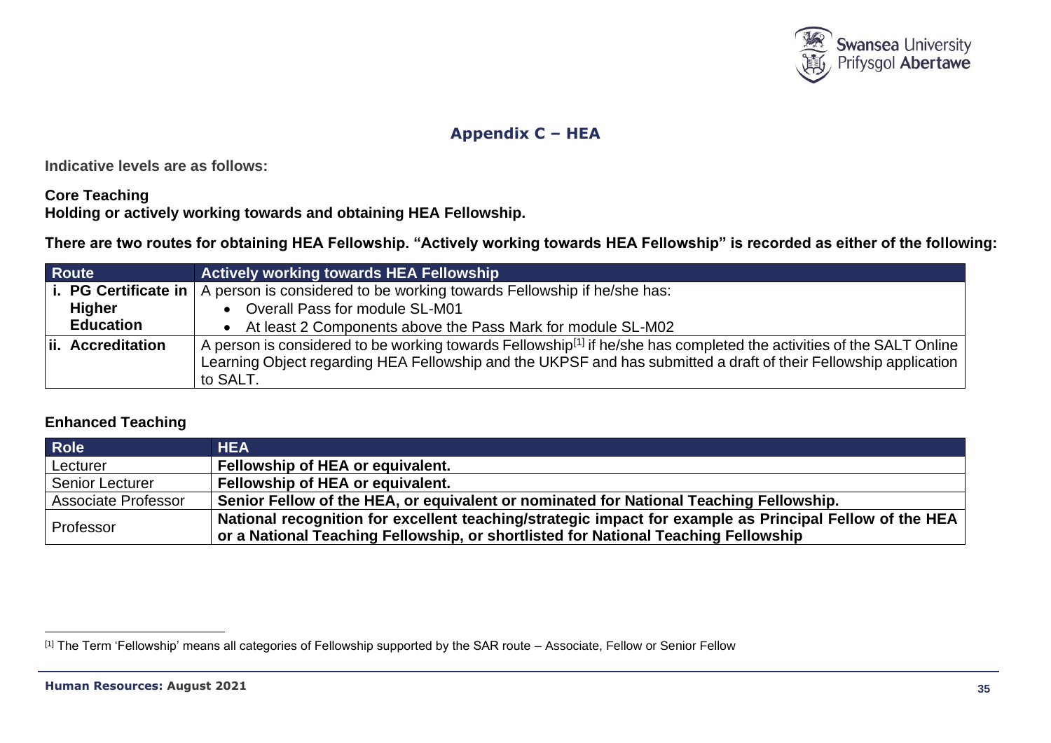## Appendix C – HEA

**Indicative levels are as follows:**

**Core Teaching**
**Holding or actively working towards and obtaining HEA Fellowship.**

**There are two routes for obtaining HEA Fellowship. "Actively working towards HEA Fellowship" is recorded as either of the following:**

| Route | Actively working towards HEA Fellowship |
|---|---|
| **i. PG Certificate in Higher Education** | A person is considered to be working towards Fellowship if he/she has:<br>• Overall Pass for module SL-M01<br>• At least 2 Components above the Pass Mark for module SL-M02 |
| **ii. Accreditation** | A person is considered to be working towards Fellowship[1] if he/she has completed the activities of the SALT Online Learning Object regarding HEA Fellowship and the UKPSF and has submitted a draft of their Fellowship application to SALT. |

**Enhanced Teaching**

| Role | HEA |
|---|---|
| Lecturer | **Fellowship of HEA or equivalent.** |
| Senior Lecturer | **Fellowship of HEA or equivalent.** |
| Associate Professor | **Senior Fellow of the HEA, or equivalent or nominated for National Teaching Fellowship.** |
| Professor | **National recognition for excellent teaching/strategic impact for example as Principal Fellow of the HEA or a National Teaching Fellowship, or shortlisted for National Teaching Fellowship** |

[1] The Term 'Fellowship' means all categories of Fellowship supported by the SAR route – Associate, Fellow or Senior Fellow